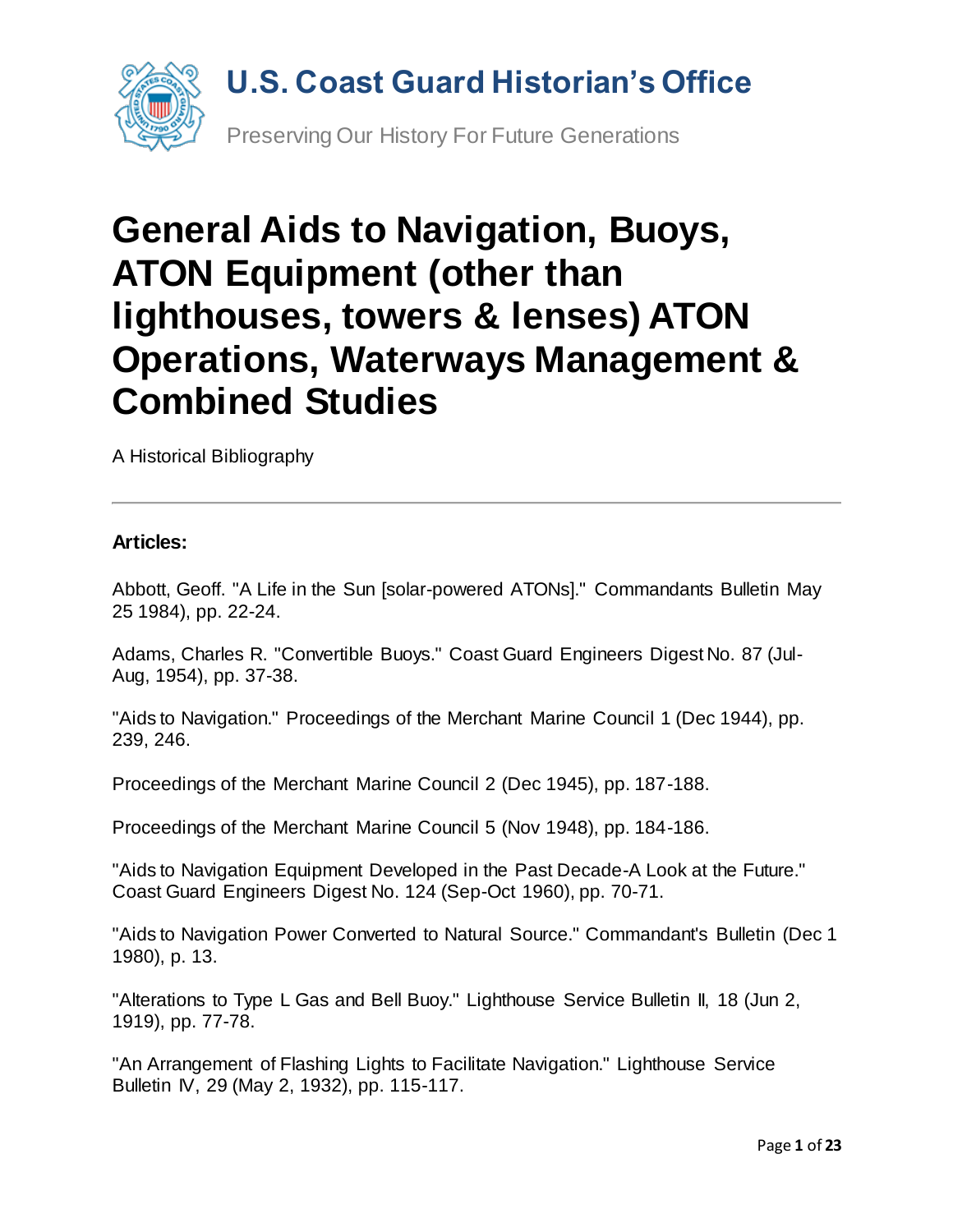# U.S. Coast Guard Historian's Office

Preserving Our History For Future Generations

# General Aids to Navigation, Buoys, ATON Equipment (other than lighthouses, towers & lenses) ATON Operations, Waterways Management & Combined Studies

A Historical Bibliography

---

**Articles:**

Abbott, Geoff. "A Life in the Sun [solar-powered ATONs]." Commandants Bulletin May 25 1984), pp. 22-24.

Adams, Charles R. "Convertible Buoys." Coast Guard Engineers Digest No. 87 (Jul-Aug, 1954), pp. 37-38.

"Aids to Navigation." Proceedings of the Merchant Marine Council 1 (Dec 1944), pp. 239, 246.

Proceedings of the Merchant Marine Council 2 (Dec 1945), pp. 187-188.

Proceedings of the Merchant Marine Council 5 (Nov 1948), pp. 184-186.

"Aids to Navigation Equipment Developed in the Past Decade-A Look at the Future." Coast Guard Engineers Digest No. 124 (Sep-Oct 1960), pp. 70-71.

"Aids to Navigation Power Converted to Natural Source." Commandant's Bulletin (Dec 1 1980), p. 13.

"Alterations to Type L Gas and Bell Buoy." Lighthouse Service Bulletin II, 18 (Jun 2, 1919), pp. 77-78.

"An Arrangement of Flashing Lights to Facilitate Navigation." Lighthouse Service Bulletin IV, 29 (May 2, 1932), pp. 115-117.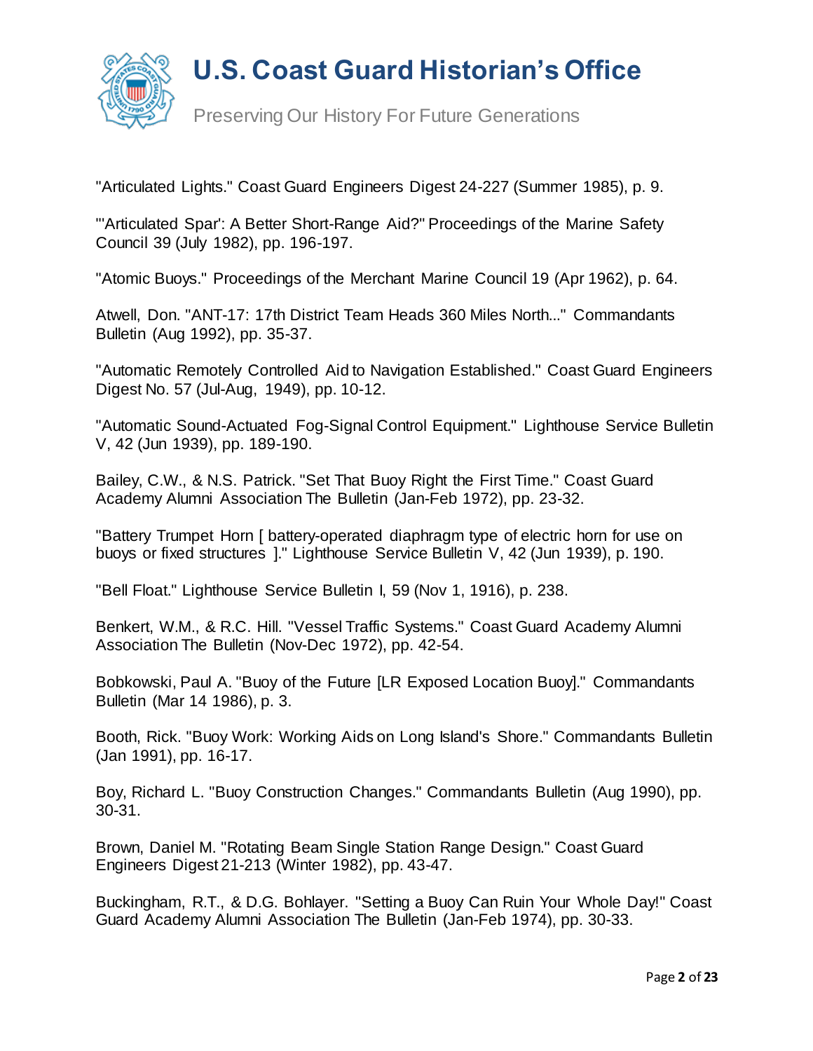"Articulated Lights." Coast Guard Engineers Digest 24-227 (Summer 1985), p. 9.

"'Articulated Spar': A Better Short-Range Aid?" Proceedings of the Marine Safety Council 39 (July 1982), pp. 196-197.

"Atomic Buoys." Proceedings of the Merchant Marine Council 19 (Apr 1962), p. 64.

Atwell, Don. "ANT-17: 17th District Team Heads 360 Miles North..." Commandants Bulletin (Aug 1992), pp. 35-37.

"Automatic Remotely Controlled Aid to Navigation Established." Coast Guard Engineers Digest No. 57 (Jul-Aug, 1949), pp. 10-12.

"Automatic Sound-Actuated Fog-Signal Control Equipment." Lighthouse Service Bulletin V, 42 (Jun 1939), pp. 189-190.

Bailey, C.W., & N.S. Patrick. "Set That Buoy Right the First Time." Coast Guard Academy Alumni Association The Bulletin (Jan-Feb 1972), pp. 23-32.

"Battery Trumpet Horn [ battery-operated diaphragm type of electric horn for use on buoys or fixed structures ]." Lighthouse Service Bulletin V, 42 (Jun 1939), p. 190.

"Bell Float." Lighthouse Service Bulletin I, 59 (Nov 1, 1916), p. 238.

Benkert, W.M., & R.C. Hill. "Vessel Traffic Systems." Coast Guard Academy Alumni Association The Bulletin (Nov-Dec 1972), pp. 42-54.

Bobkowski, Paul A. "Buoy of the Future [LR Exposed Location Buoy]." Commandants Bulletin (Mar 14 1986), p. 3.

Booth, Rick. "Buoy Work: Working Aids on Long Island's Shore." Commandants Bulletin (Jan 1991), pp. 16-17.

Boy, Richard L. "Buoy Construction Changes." Commandants Bulletin (Aug 1990), pp. 30-31.

Brown, Daniel M. "Rotating Beam Single Station Range Design." Coast Guard Engineers Digest 21-213 (Winter 1982), pp. 43-47.

Buckingham, R.T., & D.G. Bohlayer. "Setting a Buoy Can Ruin Your Whole Day!" Coast Guard Academy Alumni Association The Bulletin (Jan-Feb 1974), pp. 30-33.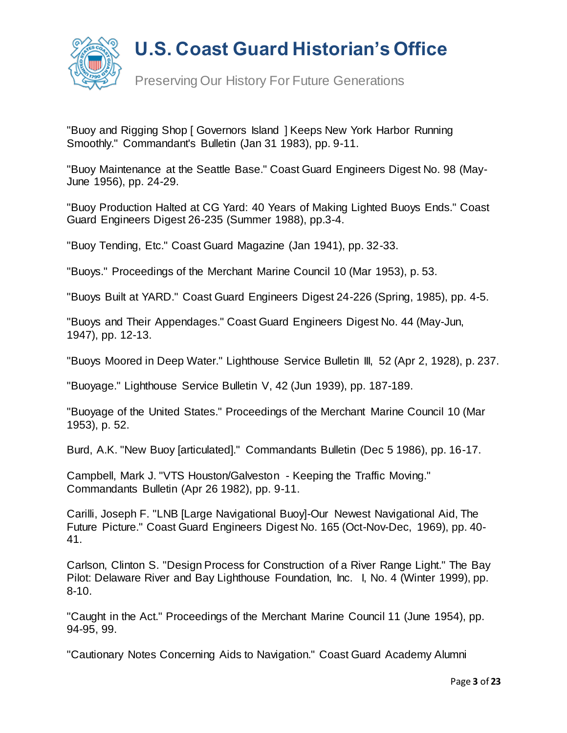"Buoy and Rigging Shop [ Governors Island ] Keeps New York Harbor Running Smoothly." Commandant's Bulletin (Jan 31 1983), pp. 9-11.

"Buoy Maintenance at the Seattle Base." Coast Guard Engineers Digest No. 98 (May-June 1956), pp. 24-29.

"Buoy Production Halted at CG Yard: 40 Years of Making Lighted Buoys Ends." Coast Guard Engineers Digest 26-235 (Summer 1988), pp.3-4.

"Buoy Tending, Etc." Coast Guard Magazine (Jan 1941), pp. 32-33.

"Buoys." Proceedings of the Merchant Marine Council 10 (Mar 1953), p. 53.

"Buoys Built at YARD." Coast Guard Engineers Digest 24-226 (Spring, 1985), pp. 4-5.

"Buoys and Their Appendages." Coast Guard Engineers Digest No. 44 (May-Jun, 1947), pp. 12-13.

"Buoys Moored in Deep Water." Lighthouse Service Bulletin III, 52 (Apr 2, 1928), p. 237.

"Buoyage." Lighthouse Service Bulletin V, 42 (Jun 1939), pp. 187-189.

"Buoyage of the United States." Proceedings of the Merchant Marine Council 10 (Mar 1953), p. 52.

Burd, A.K. "New Buoy [articulated]." Commandants Bulletin (Dec 5 1986), pp. 16-17.

Campbell, Mark J. "VTS Houston/Galveston - Keeping the Traffic Moving." Commandants Bulletin (Apr 26 1982), pp. 9-11.

Carilli, Joseph F. "LNB [Large Navigational Buoy]-Our Newest Navigational Aid, The Future Picture." Coast Guard Engineers Digest No. 165 (Oct-Nov-Dec, 1969), pp. 40-41.

Carlson, Clinton S. "Design Process for Construction of a River Range Light." The Bay Pilot: Delaware River and Bay Lighthouse Foundation, Inc. I, No. 4 (Winter 1999), pp. 8-10.

"Caught in the Act." Proceedings of the Merchant Marine Council 11 (June 1954), pp. 94-95, 99.

"Cautionary Notes Concerning Aids to Navigation." Coast Guard Academy Alumni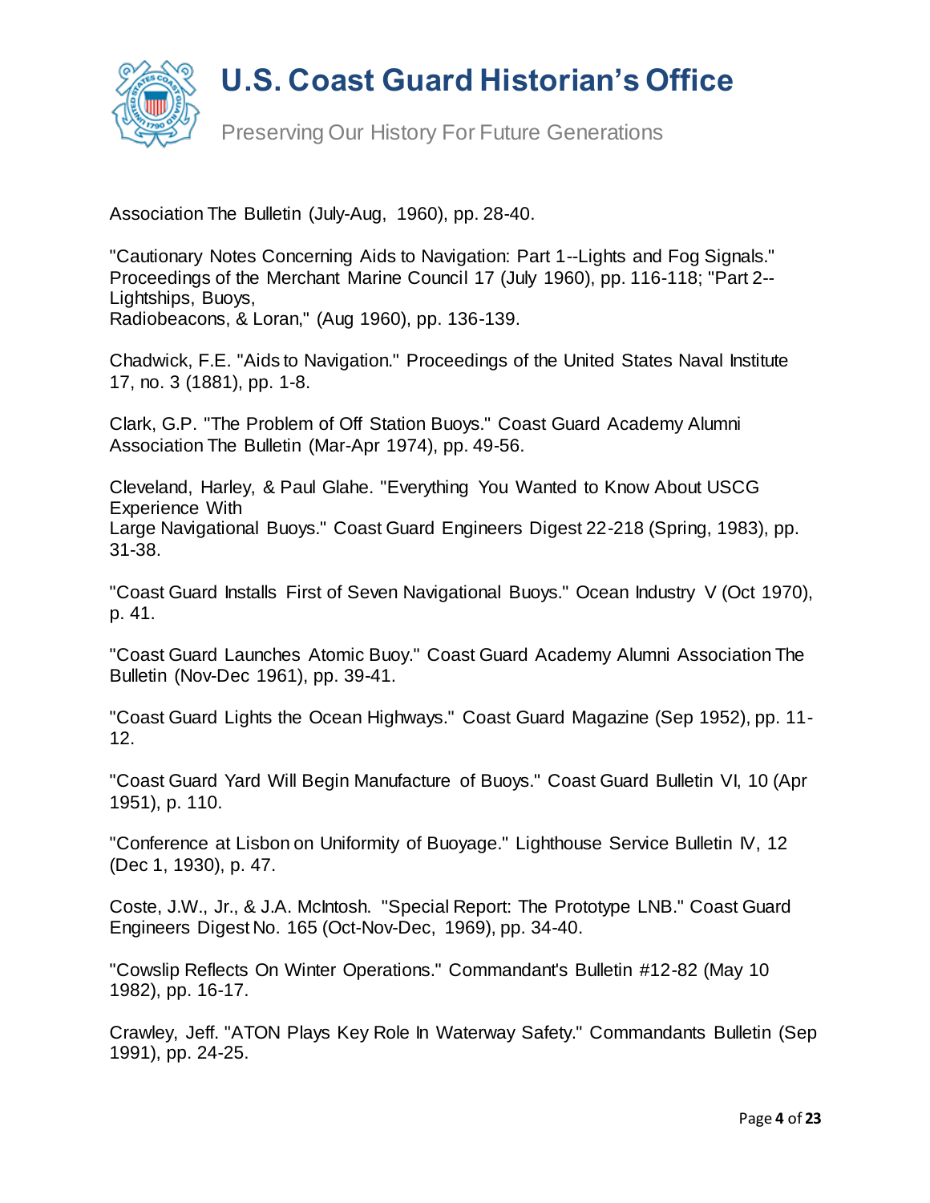Association The Bulletin (July-Aug, 1960), pp. 28-40.

"Cautionary Notes Concerning Aids to Navigation: Part 1--Lights and Fog Signals." Proceedings of the Merchant Marine Council 17 (July 1960), pp. 116-118; "Part 2--Lightships, Buoys, Radiobeacons, & Loran," (Aug 1960), pp. 136-139.

Chadwick, F.E. "Aids to Navigation." Proceedings of the United States Naval Institute 17, no. 3 (1881), pp. 1-8.

Clark, G.P. "The Problem of Off Station Buoys." Coast Guard Academy Alumni Association The Bulletin (Mar-Apr 1974), pp. 49-56.

Cleveland, Harley, & Paul Glahe. "Everything You Wanted to Know About USCG Experience With Large Navigational Buoys." Coast Guard Engineers Digest 22-218 (Spring, 1983), pp. 31-38.

"Coast Guard Installs First of Seven Navigational Buoys." Ocean Industry V (Oct 1970), p. 41.

"Coast Guard Launches Atomic Buoy." Coast Guard Academy Alumni Association The Bulletin (Nov-Dec 1961), pp. 39-41.

"Coast Guard Lights the Ocean Highways." Coast Guard Magazine (Sep 1952), pp. 11-12.

"Coast Guard Yard Will Begin Manufacture of Buoys." Coast Guard Bulletin VI, 10 (Apr 1951), p. 110.

"Conference at Lisbon on Uniformity of Buoyage." Lighthouse Service Bulletin IV, 12 (Dec 1, 1930), p. 47.

Coste, J.W., Jr., & J.A. McIntosh. "Special Report: The Prototype LNB." Coast Guard Engineers Digest No. 165 (Oct-Nov-Dec, 1969), pp. 34-40.

"Cowslip Reflects On Winter Operations." Commandant's Bulletin #12-82 (May 10 1982), pp. 16-17.

Crawley, Jeff. "ATON Plays Key Role In Waterway Safety." Commandants Bulletin (Sep 1991), pp. 24-25.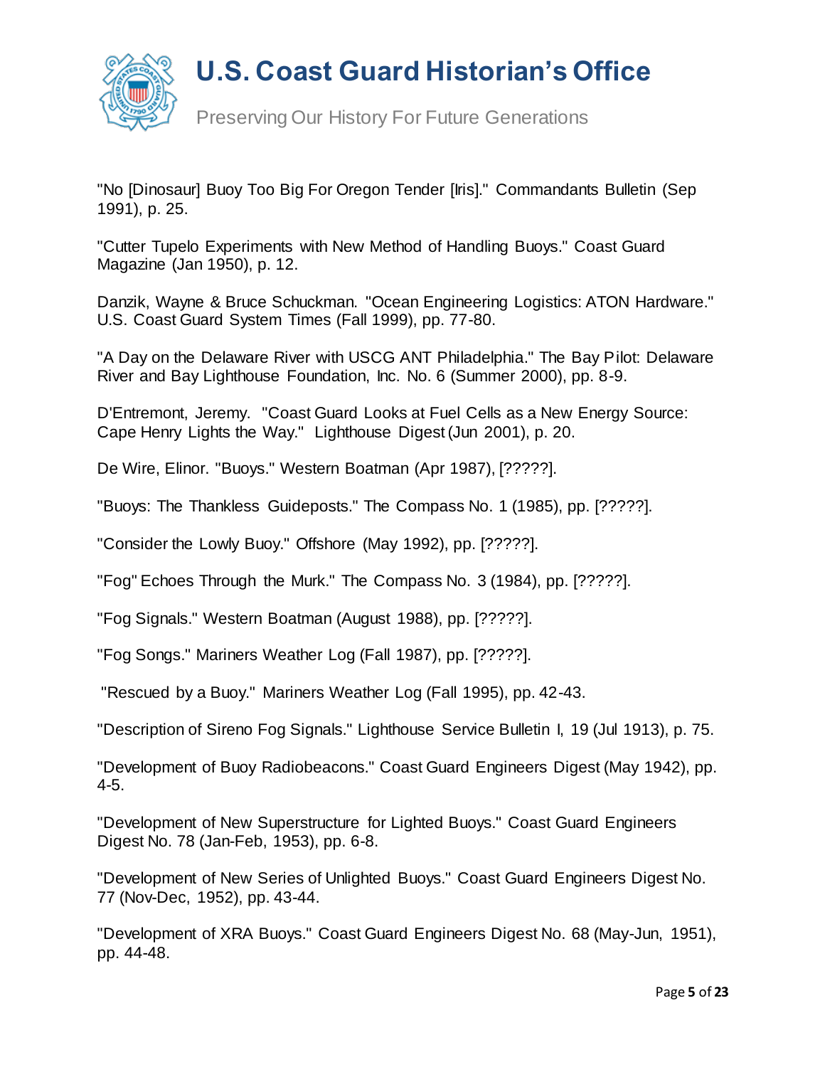"No [Dinosaur] Buoy Too Big For Oregon Tender [Iris]." Commandants Bulletin (Sep 1991), p. 25.

"Cutter Tupelo Experiments with New Method of Handling Buoys." Coast Guard Magazine (Jan 1950), p. 12.

Danzik, Wayne & Bruce Schuckman. "Ocean Engineering Logistics: ATON Hardware." U.S. Coast Guard System Times (Fall 1999), pp. 77-80.

"A Day on the Delaware River with USCG ANT Philadelphia." The Bay Pilot: Delaware River and Bay Lighthouse Foundation, Inc. No. 6 (Summer 2000), pp. 8-9.

D'Entremont, Jeremy. "Coast Guard Looks at Fuel Cells as a New Energy Source: Cape Henry Lights the Way." Lighthouse Digest (Jun 2001), p. 20.

De Wire, Elinor. "Buoys." Western Boatman (Apr 1987), [?????].

"Buoys: The Thankless Guideposts." The Compass No. 1 (1985), pp. [?????].

"Consider the Lowly Buoy." Offshore (May 1992), pp. [?????].

"Fog" Echoes Through the Murk." The Compass No. 3 (1984), pp. [?????].

"Fog Signals." Western Boatman (August 1988), pp. [?????].

"Fog Songs." Mariners Weather Log (Fall 1987), pp. [?????].

"Rescued by a Buoy." Mariners Weather Log (Fall 1995), pp. 42-43.

"Description of Sireno Fog Signals." Lighthouse Service Bulletin I, 19 (Jul 1913), p. 75.

"Development of Buoy Radiobeacons." Coast Guard Engineers Digest (May 1942), pp. 4-5.

"Development of New Superstructure for Lighted Buoys." Coast Guard Engineers Digest No. 78 (Jan-Feb, 1953), pp. 6-8.

"Development of New Series of Unlighted Buoys." Coast Guard Engineers Digest No. 77 (Nov-Dec, 1952), pp. 43-44.

"Development of XRA Buoys." Coast Guard Engineers Digest No. 68 (May-Jun, 1951), pp. 44-48.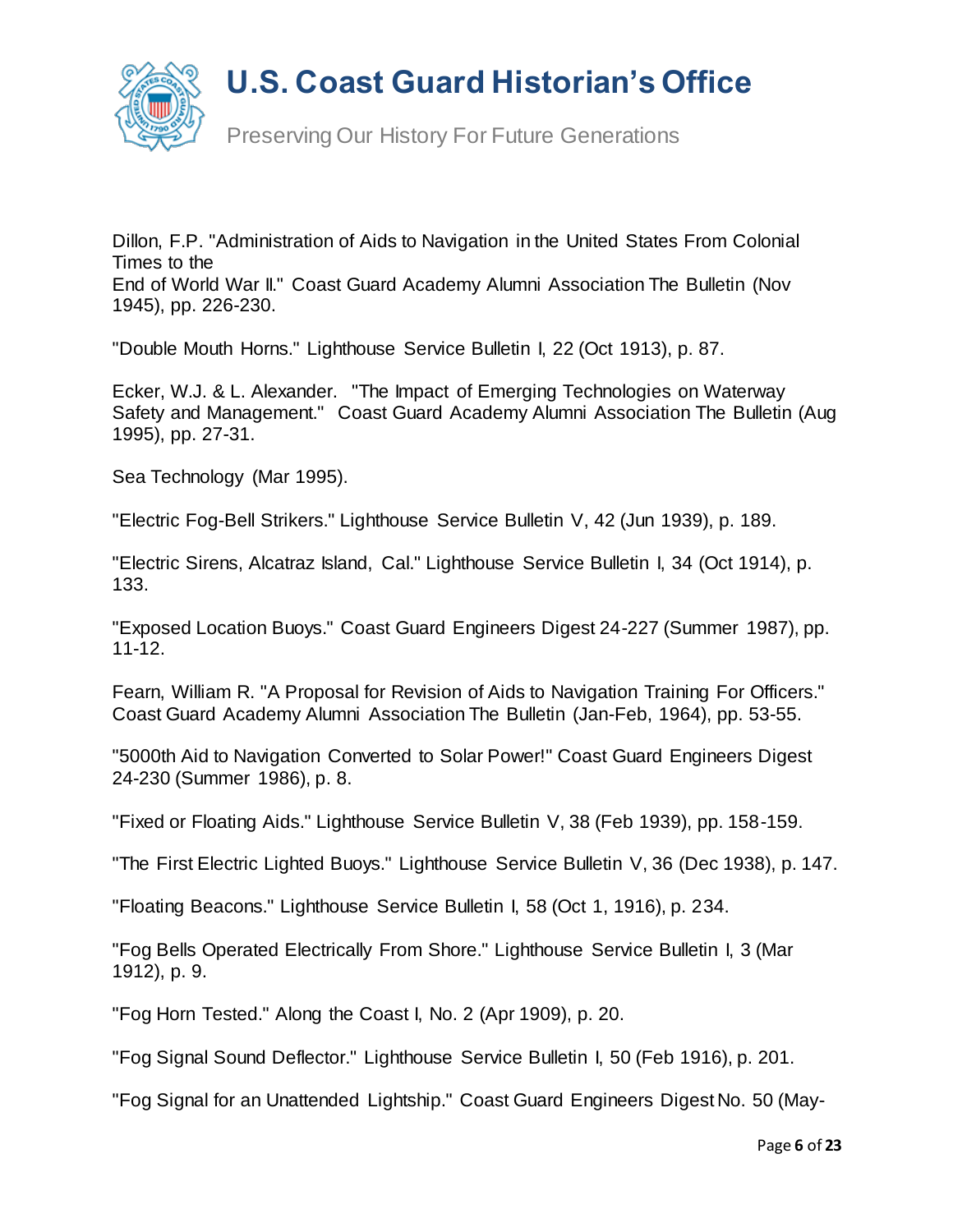Dillon, F.P. "Administration of Aids to Navigation in the United States From Colonial Times to the
End of World War II." Coast Guard Academy Alumni Association The Bulletin (Nov 1945), pp. 226-230.

"Double Mouth Horns." Lighthouse Service Bulletin I, 22 (Oct 1913), p. 87.

Ecker, W.J. & L. Alexander. "The Impact of Emerging Technologies on Waterway Safety and Management." Coast Guard Academy Alumni Association The Bulletin (Aug 1995), pp. 27-31.

Sea Technology (Mar 1995).

"Electric Fog-Bell Strikers." Lighthouse Service Bulletin V, 42 (Jun 1939), p. 189.

"Electric Sirens, Alcatraz Island, Cal." Lighthouse Service Bulletin I, 34 (Oct 1914), p. 133.

"Exposed Location Buoys." Coast Guard Engineers Digest 24-227 (Summer 1987), pp. 11-12.

Fearn, William R. "A Proposal for Revision of Aids to Navigation Training For Officers." Coast Guard Academy Alumni Association The Bulletin (Jan-Feb, 1964), pp. 53-55.

"5000th Aid to Navigation Converted to Solar Power!" Coast Guard Engineers Digest 24-230 (Summer 1986), p. 8.

"Fixed or Floating Aids." Lighthouse Service Bulletin V, 38 (Feb 1939), pp. 158-159.

"The First Electric Lighted Buoys." Lighthouse Service Bulletin V, 36 (Dec 1938), p. 147.

"Floating Beacons." Lighthouse Service Bulletin I, 58 (Oct 1, 1916), p. 234.

"Fog Bells Operated Electrically From Shore." Lighthouse Service Bulletin I, 3 (Mar 1912), p. 9.

"Fog Horn Tested." Along the Coast I, No. 2 (Apr 1909), p. 20.

"Fog Signal Sound Deflector." Lighthouse Service Bulletin I, 50 (Feb 1916), p. 201.

"Fog Signal for an Unattended Lightship." Coast Guard Engineers Digest No. 50 (May-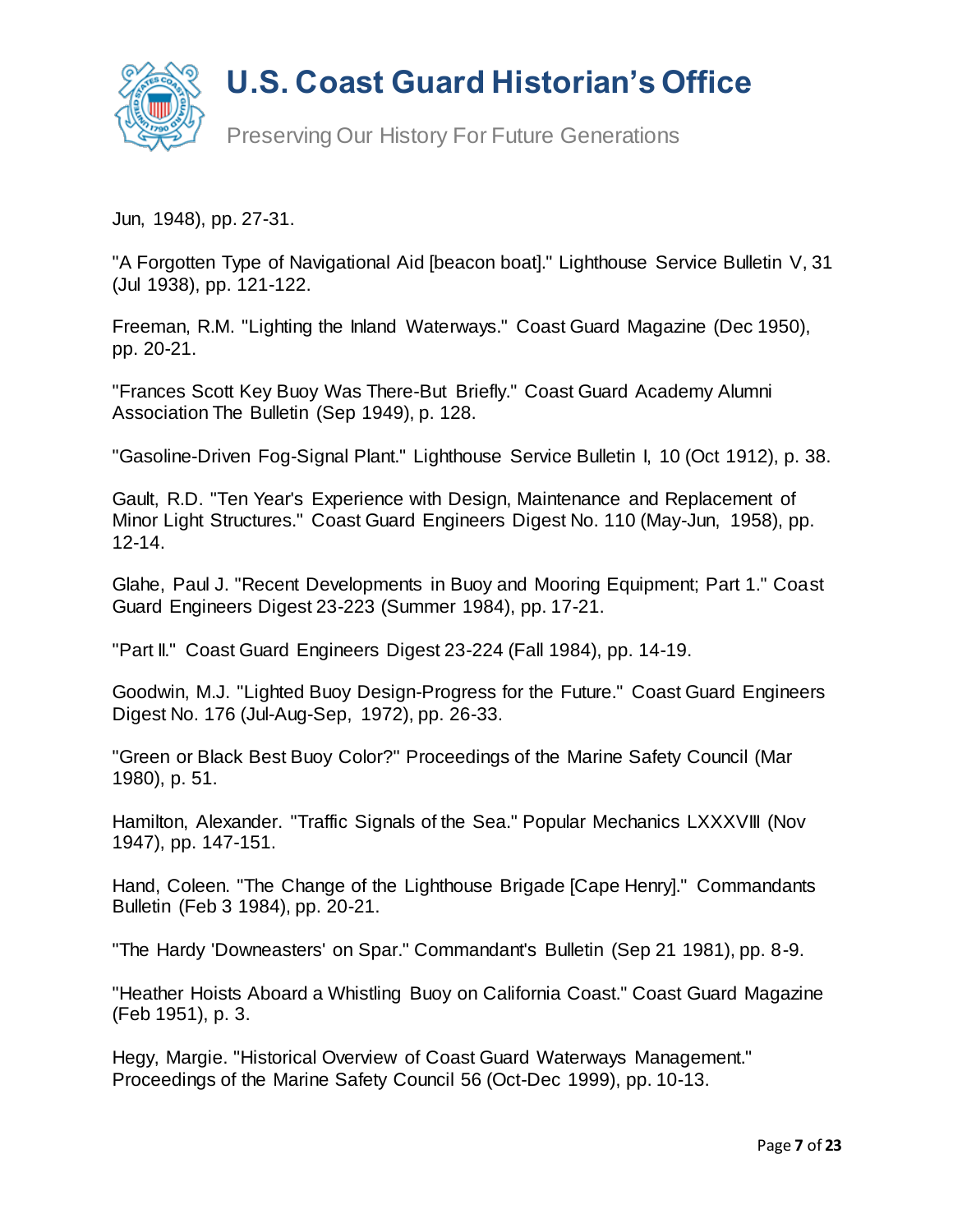Jun, 1948), pp. 27-31.

"A Forgotten Type of Navigational Aid [beacon boat]." Lighthouse Service Bulletin V, 31 (Jul 1938), pp. 121-122.

Freeman, R.M. "Lighting the Inland Waterways." Coast Guard Magazine (Dec 1950), pp. 20-21.

"Frances Scott Key Buoy Was There-But Briefly." Coast Guard Academy Alumni Association The Bulletin (Sep 1949), p. 128.

"Gasoline-Driven Fog-Signal Plant." Lighthouse Service Bulletin I, 10 (Oct 1912), p. 38.

Gault, R.D. "Ten Year's Experience with Design, Maintenance and Replacement of Minor Light Structures." Coast Guard Engineers Digest No. 110 (May-Jun, 1958), pp. 12-14.

Glahe, Paul J. "Recent Developments in Buoy and Mooring Equipment; Part 1." Coast Guard Engineers Digest 23-223 (Summer 1984), pp. 17-21.

"Part II." Coast Guard Engineers Digest 23-224 (Fall 1984), pp. 14-19.

Goodwin, M.J. "Lighted Buoy Design-Progress for the Future." Coast Guard Engineers Digest No. 176 (Jul-Aug-Sep, 1972), pp. 26-33.

"Green or Black Best Buoy Color?" Proceedings of the Marine Safety Council (Mar 1980), p. 51.

Hamilton, Alexander. "Traffic Signals of the Sea." Popular Mechanics LXXXVIII (Nov 1947), pp. 147-151.

Hand, Coleen. "The Change of the Lighthouse Brigade [Cape Henry]." Commandants Bulletin (Feb 3 1984), pp. 20-21.

"The Hardy 'Downeasters' on Spar." Commandant's Bulletin (Sep 21 1981), pp. 8-9.

"Heather Hoists Aboard a Whistling Buoy on California Coast." Coast Guard Magazine (Feb 1951), p. 3.

Hegy, Margie. "Historical Overview of Coast Guard Waterways Management." Proceedings of the Marine Safety Council 56 (Oct-Dec 1999), pp. 10-13.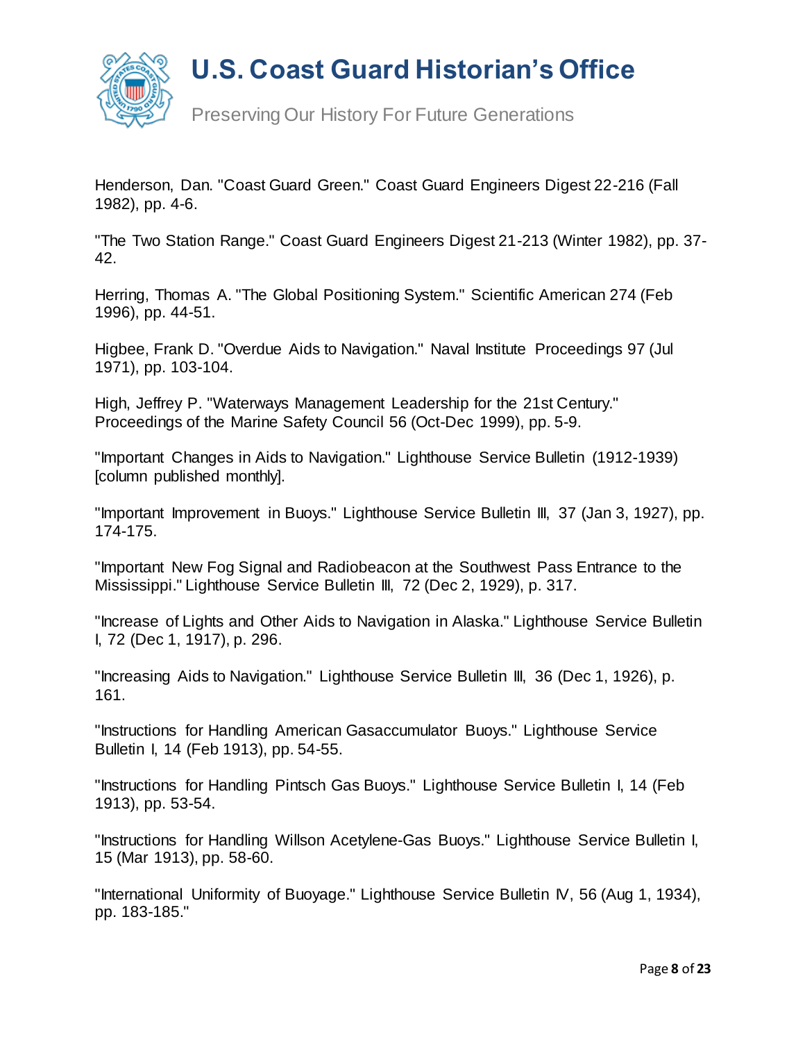Henderson, Dan. "Coast Guard Green." Coast Guard Engineers Digest 22-216 (Fall 1982), pp. 4-6.

"The Two Station Range." Coast Guard Engineers Digest 21-213 (Winter 1982), pp. 37-42.

Herring, Thomas A. "The Global Positioning System." Scientific American 274 (Feb 1996), pp. 44-51.

Higbee, Frank D. "Overdue Aids to Navigation." Naval Institute Proceedings 97 (Jul 1971), pp. 103-104.

High, Jeffrey P. "Waterways Management Leadership for the 21st Century." Proceedings of the Marine Safety Council 56 (Oct-Dec 1999), pp. 5-9.

"Important Changes in Aids to Navigation." Lighthouse Service Bulletin (1912-1939) [column published monthly].

"Important Improvement in Buoys." Lighthouse Service Bulletin III, 37 (Jan 3, 1927), pp. 174-175.

"Important New Fog Signal and Radiobeacon at the Southwest Pass Entrance to the Mississippi." Lighthouse Service Bulletin III, 72 (Dec 2, 1929), p. 317.

"Increase of Lights and Other Aids to Navigation in Alaska." Lighthouse Service Bulletin I, 72 (Dec 1, 1917), p. 296.

"Increasing Aids to Navigation." Lighthouse Service Bulletin III, 36 (Dec 1, 1926), p. 161.

"Instructions for Handling American Gasaccumulator Buoys." Lighthouse Service Bulletin I, 14 (Feb 1913), pp. 54-55.

"Instructions for Handling Pintsch Gas Buoys." Lighthouse Service Bulletin I, 14 (Feb 1913), pp. 53-54.

"Instructions for Handling Willson Acetylene-Gas Buoys." Lighthouse Service Bulletin I, 15 (Mar 1913), pp. 58-60.

"International Uniformity of Buoyage." Lighthouse Service Bulletin IV, 56 (Aug 1, 1934), pp. 183-185."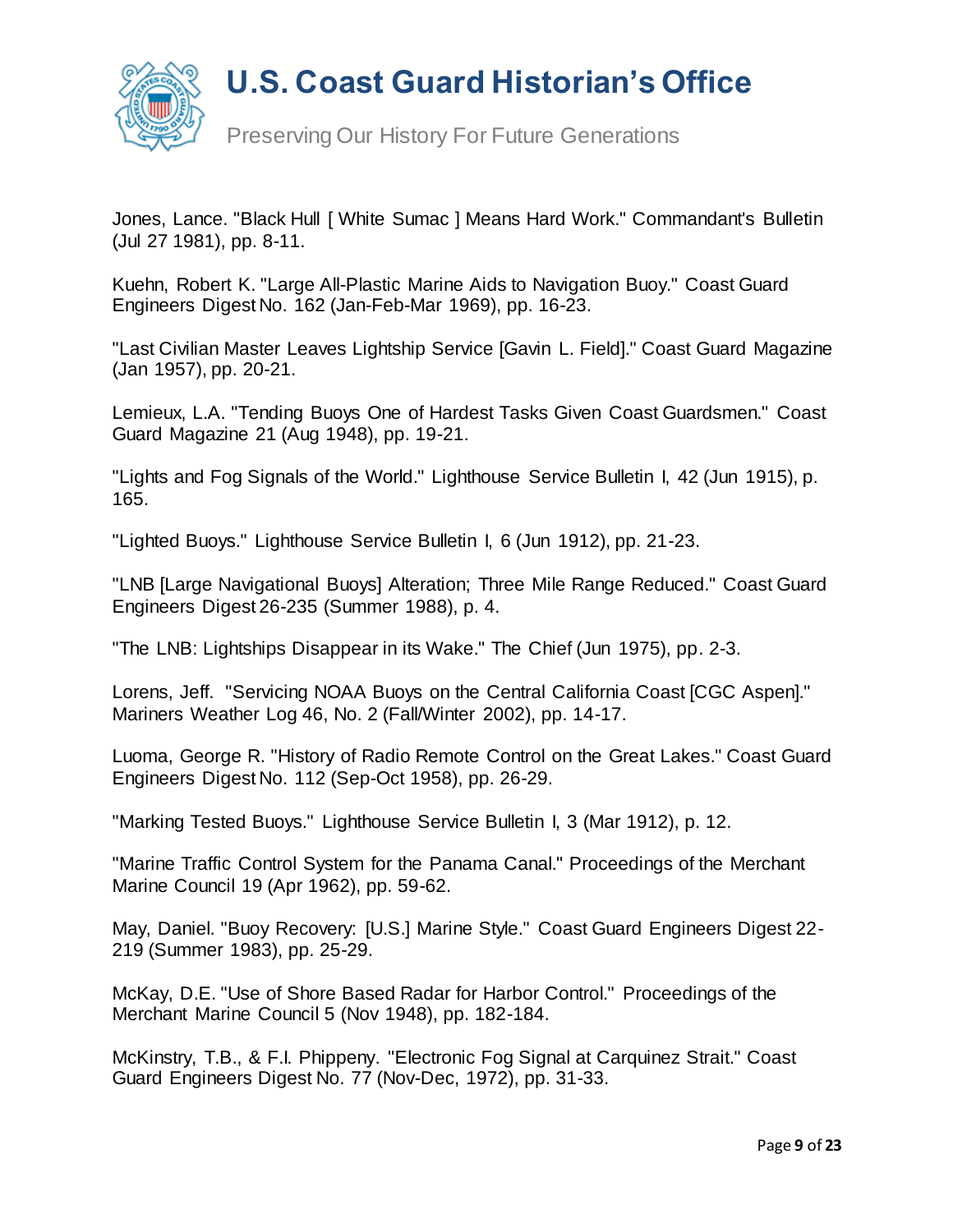Jones, Lance. "Black Hull [ White Sumac ] Means Hard Work." Commandant's Bulletin (Jul 27 1981), pp. 8-11.

Kuehn, Robert K. "Large All-Plastic Marine Aids to Navigation Buoy." Coast Guard Engineers Digest No. 162 (Jan-Feb-Mar 1969), pp. 16-23.

"Last Civilian Master Leaves Lightship Service [Gavin L. Field]." Coast Guard Magazine (Jan 1957), pp. 20-21.

Lemieux, L.A. "Tending Buoys One of Hardest Tasks Given Coast Guardsmen." Coast Guard Magazine 21 (Aug 1948), pp. 19-21.

"Lights and Fog Signals of the World." Lighthouse Service Bulletin I, 42 (Jun 1915), p. 165.

"Lighted Buoys." Lighthouse Service Bulletin I, 6 (Jun 1912), pp. 21-23.

"LNB [Large Navigational Buoys] Alteration; Three Mile Range Reduced." Coast Guard Engineers Digest 26-235 (Summer 1988), p. 4.

"The LNB: Lightships Disappear in its Wake." The Chief (Jun 1975), pp. 2-3.

Lorens, Jeff. "Servicing NOAA Buoys on the Central California Coast [CGC Aspen]." Mariners Weather Log 46, No. 2 (Fall/Winter 2002), pp. 14-17.

Luoma, George R. "History of Radio Remote Control on the Great Lakes." Coast Guard Engineers Digest No. 112 (Sep-Oct 1958), pp. 26-29.

"Marking Tested Buoys." Lighthouse Service Bulletin I, 3 (Mar 1912), p. 12.

"Marine Traffic Control System for the Panama Canal." Proceedings of the Merchant Marine Council 19 (Apr 1962), pp. 59-62.

May, Daniel. "Buoy Recovery: [U.S.] Marine Style." Coast Guard Engineers Digest 22-219 (Summer 1983), pp. 25-29.

McKay, D.E. "Use of Shore Based Radar for Harbor Control." Proceedings of the Merchant Marine Council 5 (Nov 1948), pp. 182-184.

McKinstry, T.B., & F.I. Phippeny. "Electronic Fog Signal at Carquinez Strait." Coast Guard Engineers Digest No. 77 (Nov-Dec, 1972), pp. 31-33.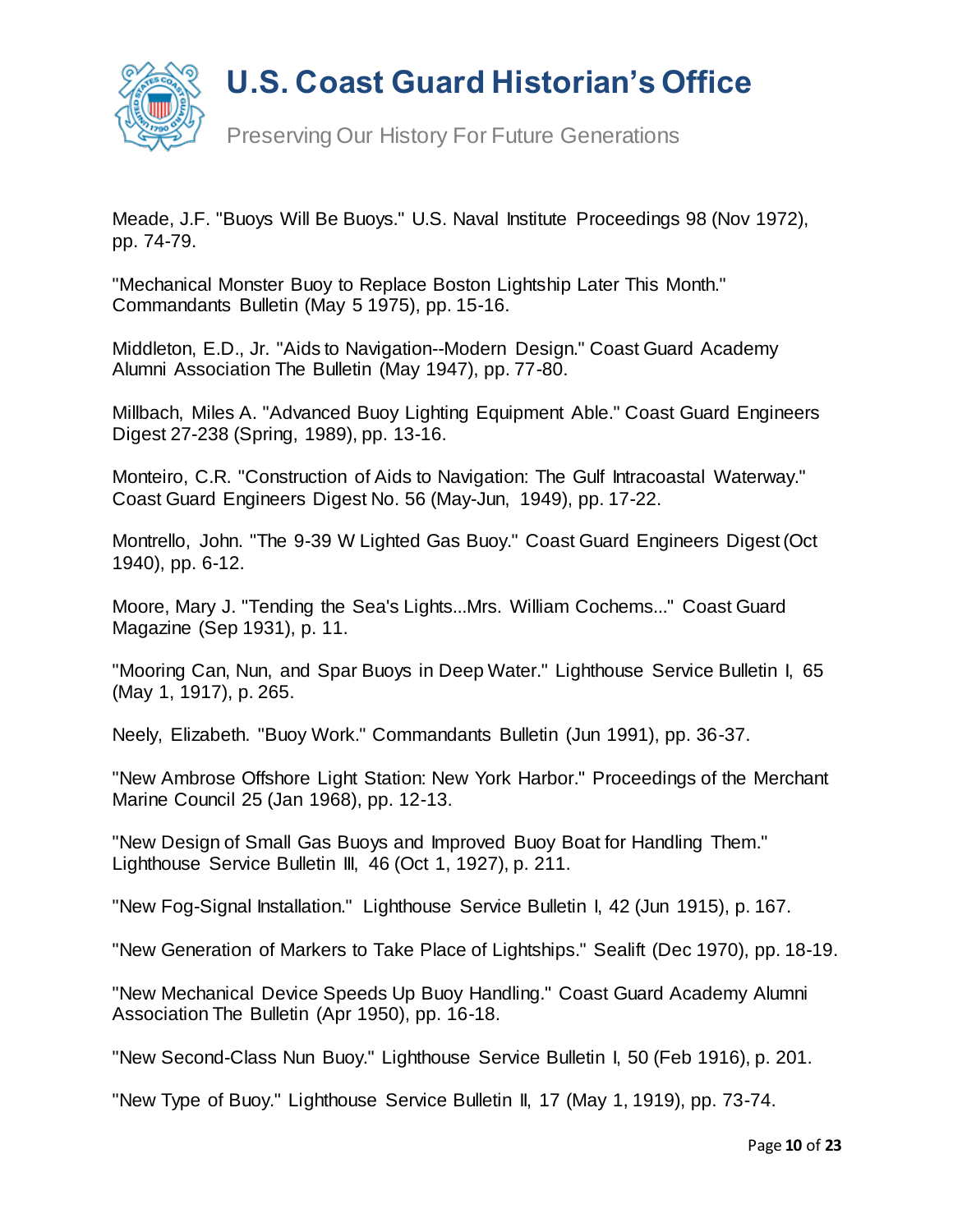Meade, J.F. "Buoys Will Be Buoys." U.S. Naval Institute Proceedings 98 (Nov 1972), pp. 74-79.

"Mechanical Monster Buoy to Replace Boston Lightship Later This Month." Commandants Bulletin (May 5 1975), pp. 15-16.

Middleton, E.D., Jr. "Aids to Navigation--Modern Design." Coast Guard Academy Alumni Association The Bulletin (May 1947), pp. 77-80.

Millbach, Miles A. "Advanced Buoy Lighting Equipment Able." Coast Guard Engineers Digest 27-238 (Spring, 1989), pp. 13-16.

Monteiro, C.R. "Construction of Aids to Navigation: The Gulf Intracoastal Waterway." Coast Guard Engineers Digest No. 56 (May-Jun, 1949), pp. 17-22.

Montrello, John. "The 9-39 W Lighted Gas Buoy." Coast Guard Engineers Digest (Oct 1940), pp. 6-12.

Moore, Mary J. "Tending the Sea's Lights...Mrs. William Cochems..." Coast Guard Magazine (Sep 1931), p. 11.

"Mooring Can, Nun, and Spar Buoys in Deep Water." Lighthouse Service Bulletin I, 65 (May 1, 1917), p. 265.

Neely, Elizabeth. "Buoy Work." Commandants Bulletin (Jun 1991), pp. 36-37.

"New Ambrose Offshore Light Station: New York Harbor." Proceedings of the Merchant Marine Council 25 (Jan 1968), pp. 12-13.

"New Design of Small Gas Buoys and Improved Buoy Boat for Handling Them." Lighthouse Service Bulletin III, 46 (Oct 1, 1927), p. 211.

"New Fog-Signal Installation." Lighthouse Service Bulletin I, 42 (Jun 1915), p. 167.

"New Generation of Markers to Take Place of Lightships." Sealift (Dec 1970), pp. 18-19.

"New Mechanical Device Speeds Up Buoy Handling." Coast Guard Academy Alumni Association The Bulletin (Apr 1950), pp. 16-18.

"New Second-Class Nun Buoy." Lighthouse Service Bulletin I, 50 (Feb 1916), p. 201.

"New Type of Buoy." Lighthouse Service Bulletin II, 17 (May 1, 1919), pp. 73-74.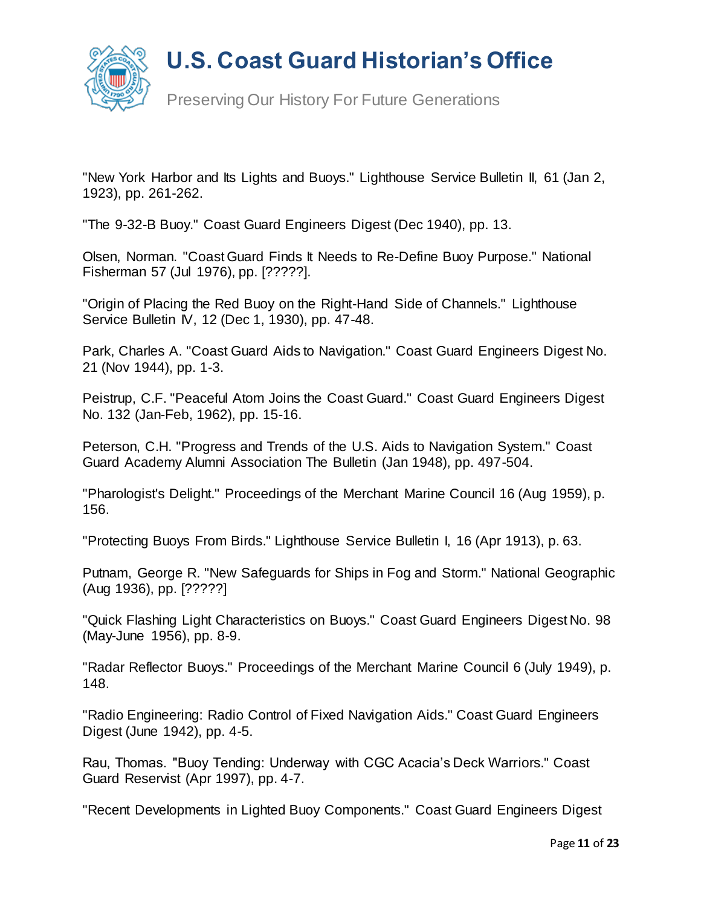"New York Harbor and Its Lights and Buoys." Lighthouse Service Bulletin II, 61 (Jan 2, 1923), pp. 261-262.

"The 9-32-B Buoy." Coast Guard Engineers Digest (Dec 1940), pp. 13.

Olsen, Norman. "Coast Guard Finds It Needs to Re-Define Buoy Purpose." National Fisherman 57 (Jul 1976), pp. [?????].

"Origin of Placing the Red Buoy on the Right-Hand Side of Channels." Lighthouse Service Bulletin IV, 12 (Dec 1, 1930), pp. 47-48.

Park, Charles A. "Coast Guard Aids to Navigation." Coast Guard Engineers Digest No. 21 (Nov 1944), pp. 1-3.

Peistrup, C.F. "Peaceful Atom Joins the Coast Guard." Coast Guard Engineers Digest No. 132 (Jan-Feb, 1962), pp. 15-16.

Peterson, C.H. "Progress and Trends of the U.S. Aids to Navigation System." Coast Guard Academy Alumni Association The Bulletin (Jan 1948), pp. 497-504.

"Pharologist's Delight." Proceedings of the Merchant Marine Council 16 (Aug 1959), p. 156.

"Protecting Buoys From Birds." Lighthouse Service Bulletin I, 16 (Apr 1913), p. 63.

Putnam, George R. "New Safeguards for Ships in Fog and Storm." National Geographic (Aug 1936), pp. [?????]

"Quick Flashing Light Characteristics on Buoys." Coast Guard Engineers Digest No. 98 (May-June 1956), pp. 8-9.

"Radar Reflector Buoys." Proceedings of the Merchant Marine Council 6 (July 1949), p. 148.

"Radio Engineering: Radio Control of Fixed Navigation Aids." Coast Guard Engineers Digest (June 1942), pp. 4-5.

Rau, Thomas. "Buoy Tending: Underway with CGC Acacia's Deck Warriors." Coast Guard Reservist (Apr 1997), pp. 4-7.

"Recent Developments in Lighted Buoy Components." Coast Guard Engineers Digest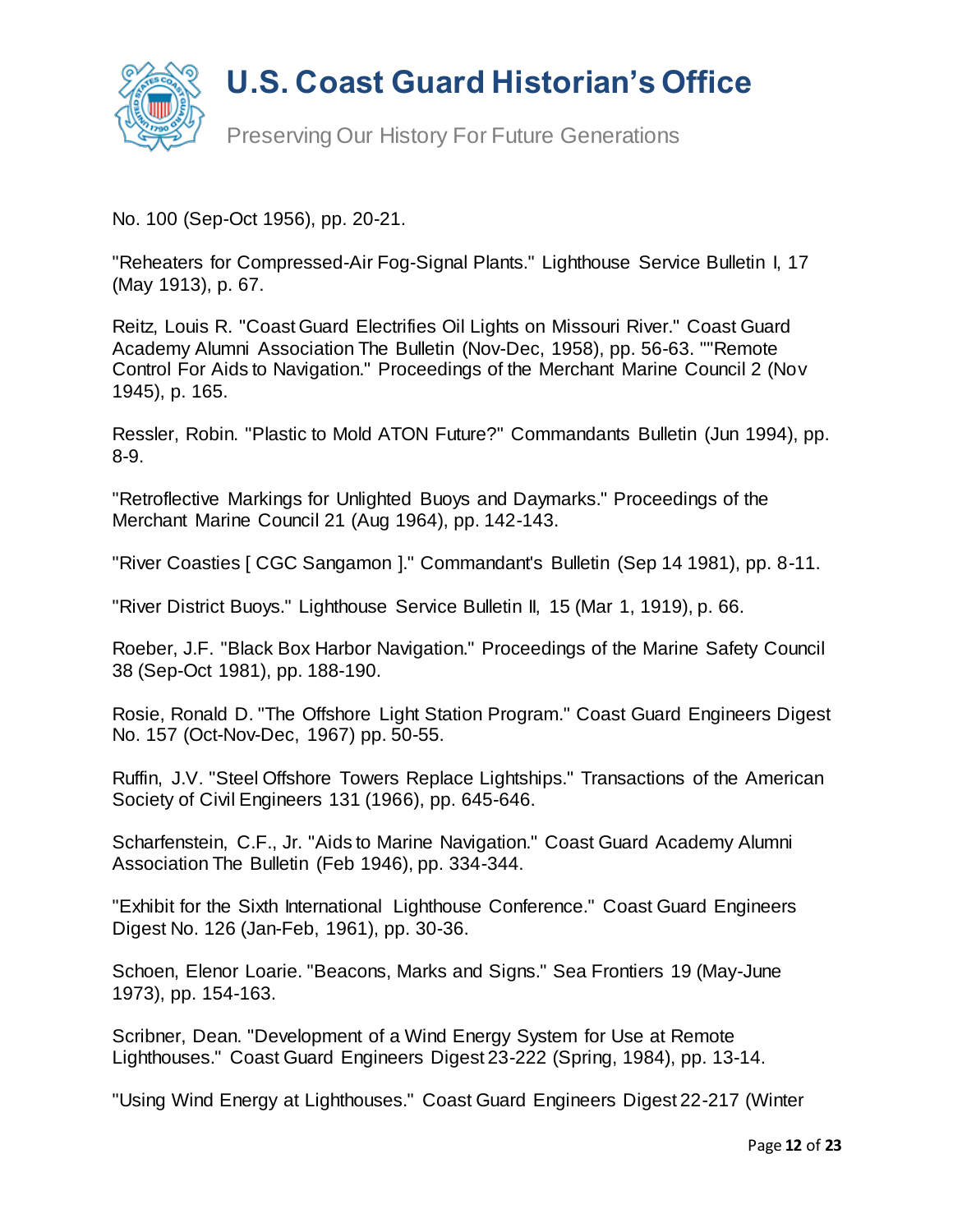No. 100 (Sep-Oct 1956), pp. 20-21.

"Reheaters for Compressed-Air Fog-Signal Plants." Lighthouse Service Bulletin I, 17 (May 1913), p. 67.

Reitz, Louis R. "Coast Guard Electrifies Oil Lights on Missouri River." Coast Guard Academy Alumni Association The Bulletin (Nov-Dec, 1958), pp. 56-63. ""Remote Control For Aids to Navigation." Proceedings of the Merchant Marine Council 2 (Nov 1945), p. 165.

Ressler, Robin. "Plastic to Mold ATON Future?" Commandants Bulletin (Jun 1994), pp. 8-9.

"Retroflective Markings for Unlighted Buoys and Daymarks." Proceedings of the Merchant Marine Council 21 (Aug 1964), pp. 142-143.

"River Coasties [ CGC Sangamon ]." Commandant's Bulletin (Sep 14 1981), pp. 8-11.

"River District Buoys." Lighthouse Service Bulletin II, 15 (Mar 1, 1919), p. 66.

Roeber, J.F. "Black Box Harbor Navigation." Proceedings of the Marine Safety Council 38 (Sep-Oct 1981), pp. 188-190.

Rosie, Ronald D. "The Offshore Light Station Program." Coast Guard Engineers Digest No. 157 (Oct-Nov-Dec, 1967) pp. 50-55.

Ruffin, J.V. "Steel Offshore Towers Replace Lightships." Transactions of the American Society of Civil Engineers 131 (1966), pp. 645-646.

Scharfenstein, C.F., Jr. "Aids to Marine Navigation." Coast Guard Academy Alumni Association The Bulletin (Feb 1946), pp. 334-344.

"Exhibit for the Sixth International Lighthouse Conference." Coast Guard Engineers Digest No. 126 (Jan-Feb, 1961), pp. 30-36.

Schoen, Elenor Loarie. "Beacons, Marks and Signs." Sea Frontiers 19 (May-June 1973), pp. 154-163.

Scribner, Dean. "Development of a Wind Energy System for Use at Remote Lighthouses." Coast Guard Engineers Digest 23-222 (Spring, 1984), pp. 13-14.

"Using Wind Energy at Lighthouses." Coast Guard Engineers Digest 22-217 (Winter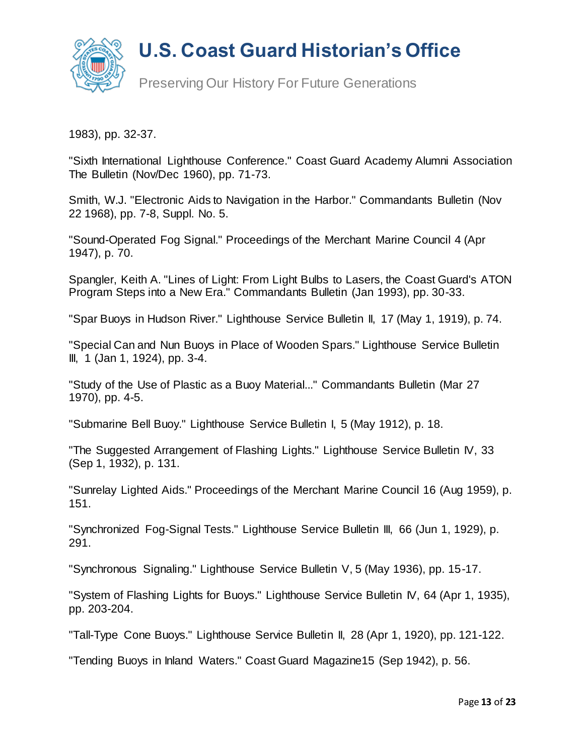1983), pp. 32-37.

"Sixth International Lighthouse Conference." Coast Guard Academy Alumni Association The Bulletin (Nov/Dec 1960), pp. 71-73.

Smith, W.J. "Electronic Aids to Navigation in the Harbor." Commandants Bulletin (Nov 22 1968), pp. 7-8, Suppl. No. 5.

"Sound-Operated Fog Signal." Proceedings of the Merchant Marine Council 4 (Apr 1947), p. 70.

Spangler, Keith A. "Lines of Light: From Light Bulbs to Lasers, the Coast Guard's ATON Program Steps into a New Era." Commandants Bulletin (Jan 1993), pp. 30-33.

"Spar Buoys in Hudson River." Lighthouse Service Bulletin II, 17 (May 1, 1919), p. 74.

"Special Can and Nun Buoys in Place of Wooden Spars." Lighthouse Service Bulletin III, 1 (Jan 1, 1924), pp. 3-4.

"Study of the Use of Plastic as a Buoy Material..." Commandants Bulletin (Mar 27 1970), pp. 4-5.

"Submarine Bell Buoy." Lighthouse Service Bulletin I, 5 (May 1912), p. 18.

"The Suggested Arrangement of Flashing Lights." Lighthouse Service Bulletin IV, 33 (Sep 1, 1932), p. 131.

"Sunrelay Lighted Aids." Proceedings of the Merchant Marine Council 16 (Aug 1959), p. 151.

"Synchronized Fog-Signal Tests." Lighthouse Service Bulletin III, 66 (Jun 1, 1929), p. 291.

"Synchronous Signaling." Lighthouse Service Bulletin V, 5 (May 1936), pp. 15-17.

"System of Flashing Lights for Buoys." Lighthouse Service Bulletin IV, 64 (Apr 1, 1935), pp. 203-204.

"Tall-Type Cone Buoys." Lighthouse Service Bulletin II, 28 (Apr 1, 1920), pp. 121-122.

"Tending Buoys in Inland Waters." Coast Guard Magazine15 (Sep 1942), p. 56.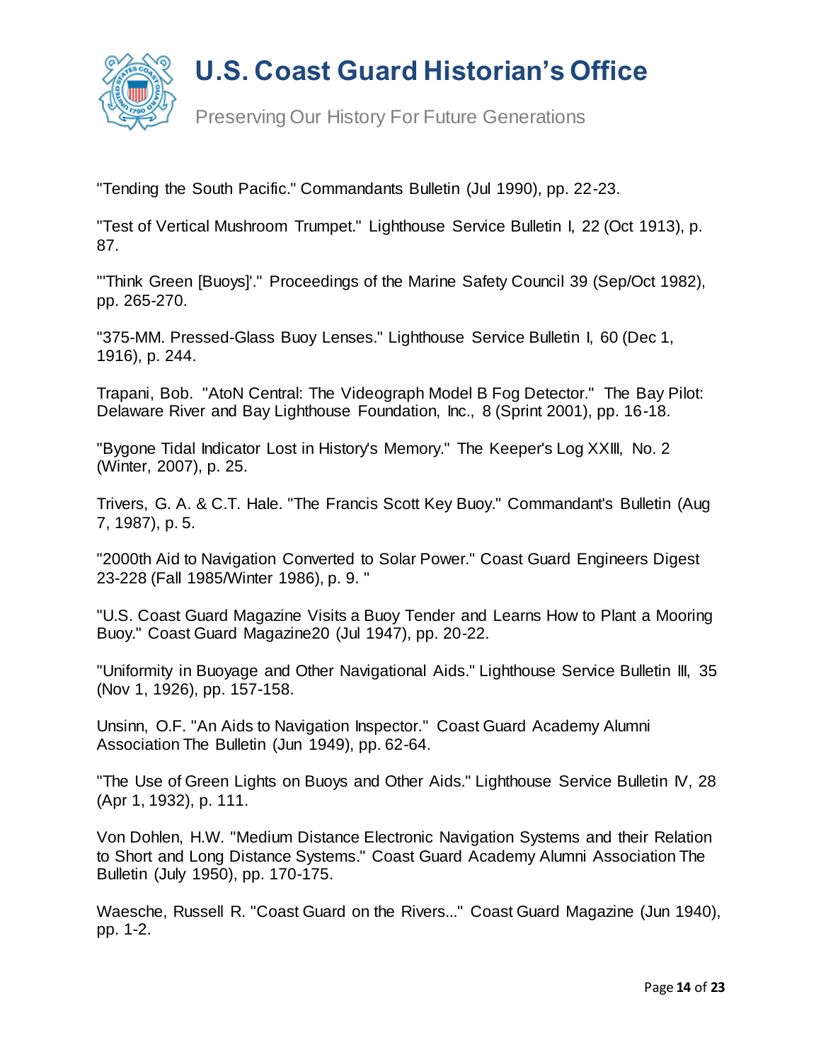"Tending the South Pacific." Commandants Bulletin (Jul 1990), pp. 22-23.

"Test of Vertical Mushroom Trumpet." Lighthouse Service Bulletin I, 22 (Oct 1913), p. 87.

"'Think Green [Buoys]'." Proceedings of the Marine Safety Council 39 (Sep/Oct 1982), pp. 265-270.

"375-MM. Pressed-Glass Buoy Lenses." Lighthouse Service Bulletin I, 60 (Dec 1, 1916), p. 244.

Trapani, Bob. "AtoN Central: The Videograph Model B Fog Detector." The Bay Pilot: Delaware River and Bay Lighthouse Foundation, Inc., 8 (Sprint 2001), pp. 16-18.

"Bygone Tidal Indicator Lost in History's Memory." The Keeper's Log XXIII, No. 2 (Winter, 2007), p. 25.

Trivers, G. A. & C.T. Hale. "The Francis Scott Key Buoy." Commandant's Bulletin (Aug 7, 1987), p. 5.

"2000th Aid to Navigation Converted to Solar Power." Coast Guard Engineers Digest 23-228 (Fall 1985/Winter 1986), p. 9. "

"U.S. Coast Guard Magazine Visits a Buoy Tender and Learns How to Plant a Mooring Buoy." Coast Guard Magazine20 (Jul 1947), pp. 20-22.

"Uniformity in Buoyage and Other Navigational Aids." Lighthouse Service Bulletin III, 35 (Nov 1, 1926), pp. 157-158.

Unsinn, O.F. "An Aids to Navigation Inspector." Coast Guard Academy Alumni Association The Bulletin (Jun 1949), pp. 62-64.

"The Use of Green Lights on Buoys and Other Aids." Lighthouse Service Bulletin IV, 28 (Apr 1, 1932), p. 111.

Von Dohlen, H.W. "Medium Distance Electronic Navigation Systems and their Relation to Short and Long Distance Systems." Coast Guard Academy Alumni Association The Bulletin (July 1950), pp. 170-175.

Waesche, Russell R. "Coast Guard on the Rivers..." Coast Guard Magazine (Jun 1940), pp. 1-2.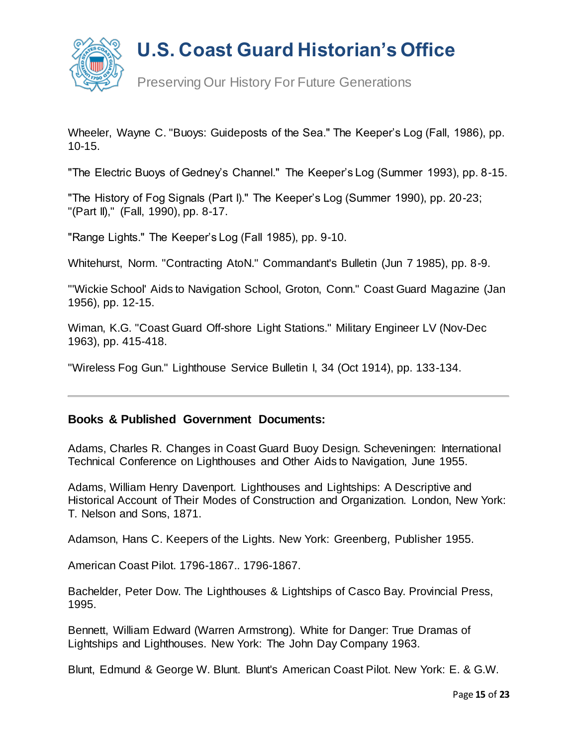Wheeler, Wayne C. "Buoys: Guideposts of the Sea." The Keeper's Log (Fall, 1986), pp. 10-15.

"The Electric Buoys of Gedney's Channel." The Keeper's Log (Summer 1993), pp. 8-15.

"The History of Fog Signals (Part I)." The Keeper's Log (Summer 1990), pp. 20-23; "(Part II)," (Fall, 1990), pp. 8-17.

"Range Lights." The Keeper's Log (Fall 1985), pp. 9-10.

Whitehurst, Norm. "Contracting AtoN." Commandant's Bulletin (Jun 7 1985), pp. 8-9.

"'Wickie School' Aids to Navigation School, Groton, Conn." Coast Guard Magazine (Jan 1956), pp. 12-15.

Wiman, K.G. "Coast Guard Off-shore Light Stations." Military Engineer LV (Nov-Dec 1963), pp. 415-418.

"Wireless Fog Gun." Lighthouse Service Bulletin I, 34 (Oct 1914), pp. 133-134.

---

**Books & Published Government Documents:**

Adams, Charles R. Changes in Coast Guard Buoy Design. Scheveningen: International Technical Conference on Lighthouses and Other Aids to Navigation, June 1955.

Adams, William Henry Davenport. Lighthouses and Lightships: A Descriptive and Historical Account of Their Modes of Construction and Organization. London, New York: T. Nelson and Sons, 1871.

Adamson, Hans C. Keepers of the Lights. New York: Greenberg, Publisher 1955.

American Coast Pilot. 1796-1867.. 1796-1867.

Bachelder, Peter Dow. The Lighthouses & Lightships of Casco Bay. Provincial Press, 1995.

Bennett, William Edward (Warren Armstrong). White for Danger: True Dramas of Lightships and Lighthouses. New York: The John Day Company 1963.

Blunt, Edmund & George W. Blunt. Blunt's American Coast Pilot. New York: E. & G.W.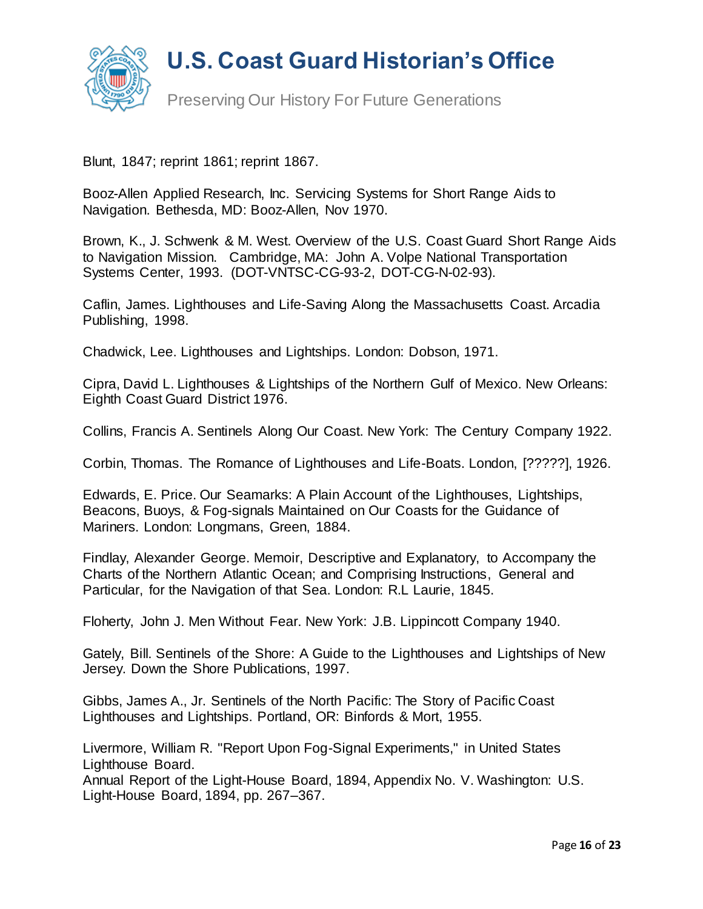Blunt, 1847; reprint 1861; reprint 1867.

Booz-Allen Applied Research, Inc. Servicing Systems for Short Range Aids to Navigation. Bethesda, MD: Booz-Allen, Nov 1970.

Brown, K., J. Schwenk & M. West. Overview of the U.S. Coast Guard Short Range Aids to Navigation Mission. Cambridge, MA: John A. Volpe National Transportation Systems Center, 1993. (DOT-VNTSC-CG-93-2, DOT-CG-N-02-93).

Caflin, James. Lighthouses and Life-Saving Along the Massachusetts Coast. Arcadia Publishing, 1998.

Chadwick, Lee. Lighthouses and Lightships. London: Dobson, 1971.

Cipra, David L. Lighthouses & Lightships of the Northern Gulf of Mexico. New Orleans: Eighth Coast Guard District 1976.

Collins, Francis A. Sentinels Along Our Coast. New York: The Century Company 1922.

Corbin, Thomas. The Romance of Lighthouses and Life-Boats. London, [?????], 1926.

Edwards, E. Price. Our Seamarks: A Plain Account of the Lighthouses, Lightships, Beacons, Buoys, & Fog-signals Maintained on Our Coasts for the Guidance of Mariners. London: Longmans, Green, 1884.

Findlay, Alexander George. Memoir, Descriptive and Explanatory, to Accompany the Charts of the Northern Atlantic Ocean; and Comprising Instructions, General and Particular, for the Navigation of that Sea. London: R.L Laurie, 1845.

Floherty, John J. Men Without Fear. New York: J.B. Lippincott Company 1940.

Gately, Bill. Sentinels of the Shore: A Guide to the Lighthouses and Lightships of New Jersey. Down the Shore Publications, 1997.

Gibbs, James A., Jr. Sentinels of the North Pacific: The Story of Pacific Coast Lighthouses and Lightships. Portland, OR: Binfords & Mort, 1955.

Livermore, William R. "Report Upon Fog-Signal Experiments," in United States Lighthouse Board.
Annual Report of the Light-House Board, 1894, Appendix No. V. Washington: U.S. Light-House Board, 1894, pp. 267–367.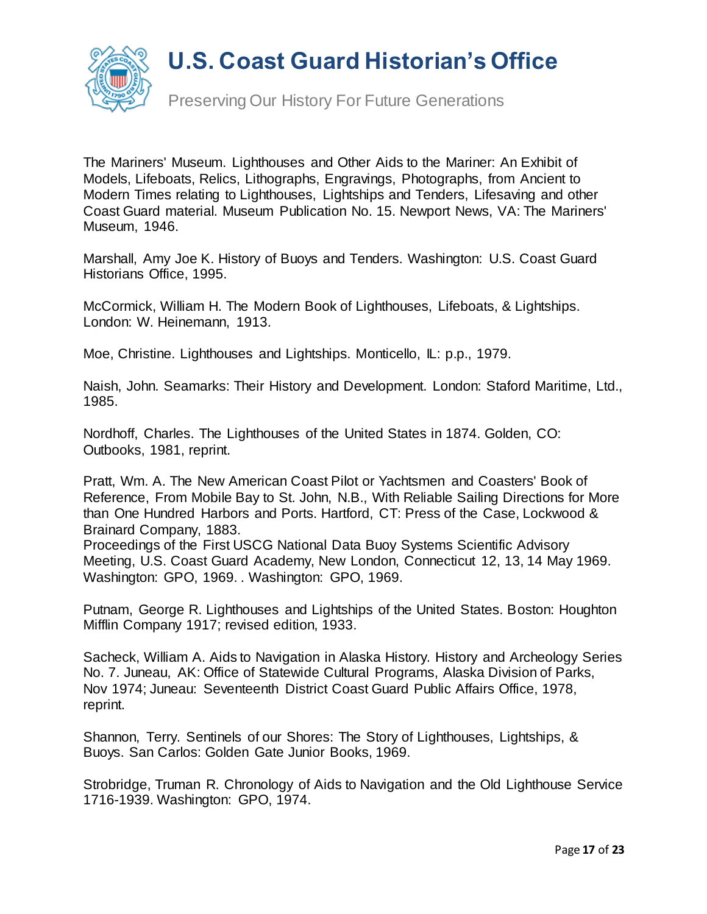The Mariners' Museum. Lighthouses and Other Aids to the Mariner: An Exhibit of Models, Lifeboats, Relics, Lithographs, Engravings, Photographs, from Ancient to Modern Times relating to Lighthouses, Lightships and Tenders, Lifesaving and other Coast Guard material. Museum Publication No. 15. Newport News, VA: The Mariners' Museum, 1946.

Marshall, Amy Joe K. History of Buoys and Tenders. Washington: U.S. Coast Guard Historians Office, 1995.

McCormick, William H. The Modern Book of Lighthouses, Lifeboats, & Lightships. London: W. Heinemann, 1913.

Moe, Christine. Lighthouses and Lightships. Monticello, IL: p.p., 1979.

Naish, John. Seamarks: Their History and Development. London: Staford Maritime, Ltd., 1985.

Nordhoff, Charles. The Lighthouses of the United States in 1874. Golden, CO: Outbooks, 1981, reprint.

Pratt, Wm. A. The New American Coast Pilot or Yachtsmen and Coasters' Book of Reference, From Mobile Bay to St. John, N.B., With Reliable Sailing Directions for More than One Hundred Harbors and Ports. Hartford, CT: Press of the Case, Lockwood & Brainard Company, 1883.
Proceedings of the First USCG National Data Buoy Systems Scientific Advisory Meeting, U.S. Coast Guard Academy, New London, Connecticut 12, 13, 14 May 1969. Washington: GPO, 1969. . Washington: GPO, 1969.

Putnam, George R. Lighthouses and Lightships of the United States. Boston: Houghton Mifflin Company 1917; revised edition, 1933.

Sacheck, William A. Aids to Navigation in Alaska History. History and Archeology Series No. 7. Juneau, AK: Office of Statewide Cultural Programs, Alaska Division of Parks, Nov 1974; Juneau: Seventeenth District Coast Guard Public Affairs Office, 1978, reprint.

Shannon, Terry. Sentinels of our Shores: The Story of Lighthouses, Lightships, & Buoys. San Carlos: Golden Gate Junior Books, 1969.

Strobridge, Truman R. Chronology of Aids to Navigation and the Old Lighthouse Service 1716-1939. Washington: GPO, 1974.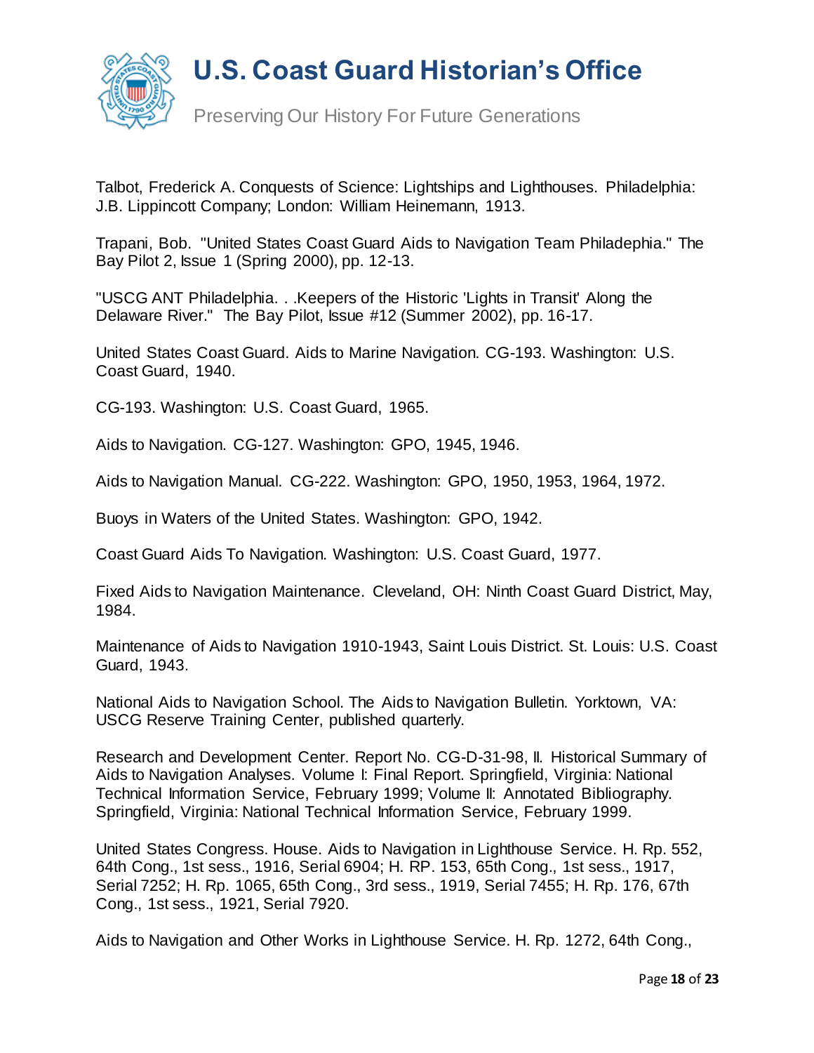Talbot, Frederick A. Conquests of Science: Lightships and Lighthouses. Philadelphia: J.B. Lippincott Company; London: William Heinemann, 1913.

Trapani, Bob. "United States Coast Guard Aids to Navigation Team Philadephia." The Bay Pilot 2, Issue 1 (Spring 2000), pp. 12-13.

"USCG ANT Philadelphia. . .Keepers of the Historic 'Lights in Transit' Along the Delaware River." The Bay Pilot, Issue #12 (Summer 2002), pp. 16-17.

United States Coast Guard. Aids to Marine Navigation. CG-193. Washington: U.S. Coast Guard, 1940.

CG-193. Washington: U.S. Coast Guard, 1965.

Aids to Navigation. CG-127. Washington: GPO, 1945, 1946.

Aids to Navigation Manual. CG-222. Washington: GPO, 1950, 1953, 1964, 1972.

Buoys in Waters of the United States. Washington: GPO, 1942.

Coast Guard Aids To Navigation. Washington: U.S. Coast Guard, 1977.

Fixed Aids to Navigation Maintenance. Cleveland, OH: Ninth Coast Guard District, May, 1984.

Maintenance of Aids to Navigation 1910-1943, Saint Louis District. St. Louis: U.S. Coast Guard, 1943.

National Aids to Navigation School. The Aids to Navigation Bulletin. Yorktown, VA: USCG Reserve Training Center, published quarterly.

Research and Development Center. Report No. CG-D-31-98, II. Historical Summary of Aids to Navigation Analyses. Volume I: Final Report. Springfield, Virginia: National Technical Information Service, February 1999; Volume II: Annotated Bibliography. Springfield, Virginia: National Technical Information Service, February 1999.

United States Congress. House. Aids to Navigation in Lighthouse Service. H. Rp. 552, 64th Cong., 1st sess., 1916, Serial 6904; H. RP. 153, 65th Cong., 1st sess., 1917, Serial 7252; H. Rp. 1065, 65th Cong., 3rd sess., 1919, Serial 7455; H. Rp. 176, 67th Cong., 1st sess., 1921, Serial 7920.

Aids to Navigation and Other Works in Lighthouse Service. H. Rp. 1272, 64th Cong.,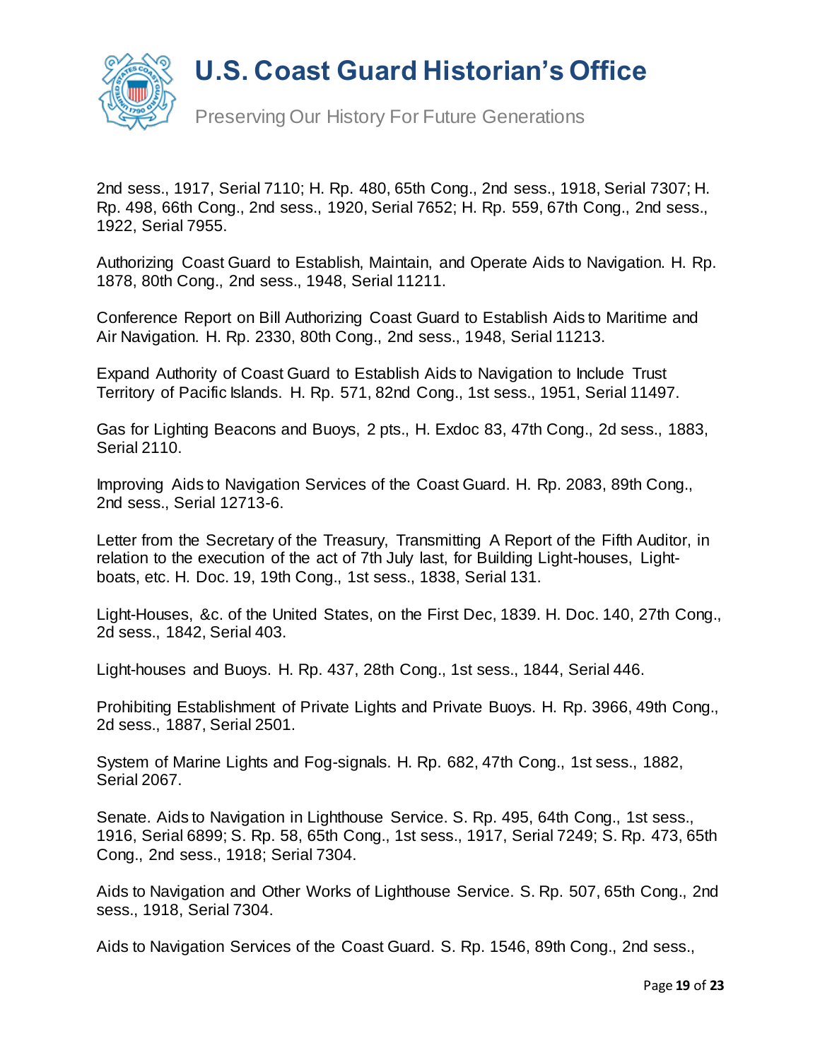2nd sess., 1917, Serial 7110; H. Rp. 480, 65th Cong., 2nd sess., 1918, Serial 7307; H. Rp. 498, 66th Cong., 2nd sess., 1920, Serial 7652; H. Rp. 559, 67th Cong., 2nd sess., 1922, Serial 7955.

Authorizing Coast Guard to Establish, Maintain, and Operate Aids to Navigation. H. Rp. 1878, 80th Cong., 2nd sess., 1948, Serial 11211.

Conference Report on Bill Authorizing Coast Guard to Establish Aids to Maritime and Air Navigation. H. Rp. 2330, 80th Cong., 2nd sess., 1948, Serial 11213.

Expand Authority of Coast Guard to Establish Aids to Navigation to Include Trust Territory of Pacific Islands. H. Rp. 571, 82nd Cong., 1st sess., 1951, Serial 11497.

Gas for Lighting Beacons and Buoys, 2 pts., H. Exdoc 83, 47th Cong., 2d sess., 1883, Serial 2110.

Improving Aids to Navigation Services of the Coast Guard. H. Rp. 2083, 89th Cong., 2nd sess., Serial 12713-6.

Letter from the Secretary of the Treasury, Transmitting A Report of the Fifth Auditor, in relation to the execution of the act of 7th July last, for Building Light-houses, Light-boats, etc. H. Doc. 19, 19th Cong., 1st sess., 1838, Serial 131.

Light-Houses, &c. of the United States, on the First Dec, 1839. H. Doc. 140, 27th Cong., 2d sess., 1842, Serial 403.

Light-houses and Buoys. H. Rp. 437, 28th Cong., 1st sess., 1844, Serial 446.

Prohibiting Establishment of Private Lights and Private Buoys. H. Rp. 3966, 49th Cong., 2d sess., 1887, Serial 2501.

System of Marine Lights and Fog-signals. H. Rp. 682, 47th Cong., 1st sess., 1882, Serial 2067.

Senate. Aids to Navigation in Lighthouse Service. S. Rp. 495, 64th Cong., 1st sess., 1916, Serial 6899; S. Rp. 58, 65th Cong., 1st sess., 1917, Serial 7249; S. Rp. 473, 65th Cong., 2nd sess., 1918; Serial 7304.

Aids to Navigation and Other Works of Lighthouse Service. S. Rp. 507, 65th Cong., 2nd sess., 1918, Serial 7304.

Aids to Navigation Services of the Coast Guard. S. Rp. 1546, 89th Cong., 2nd sess.,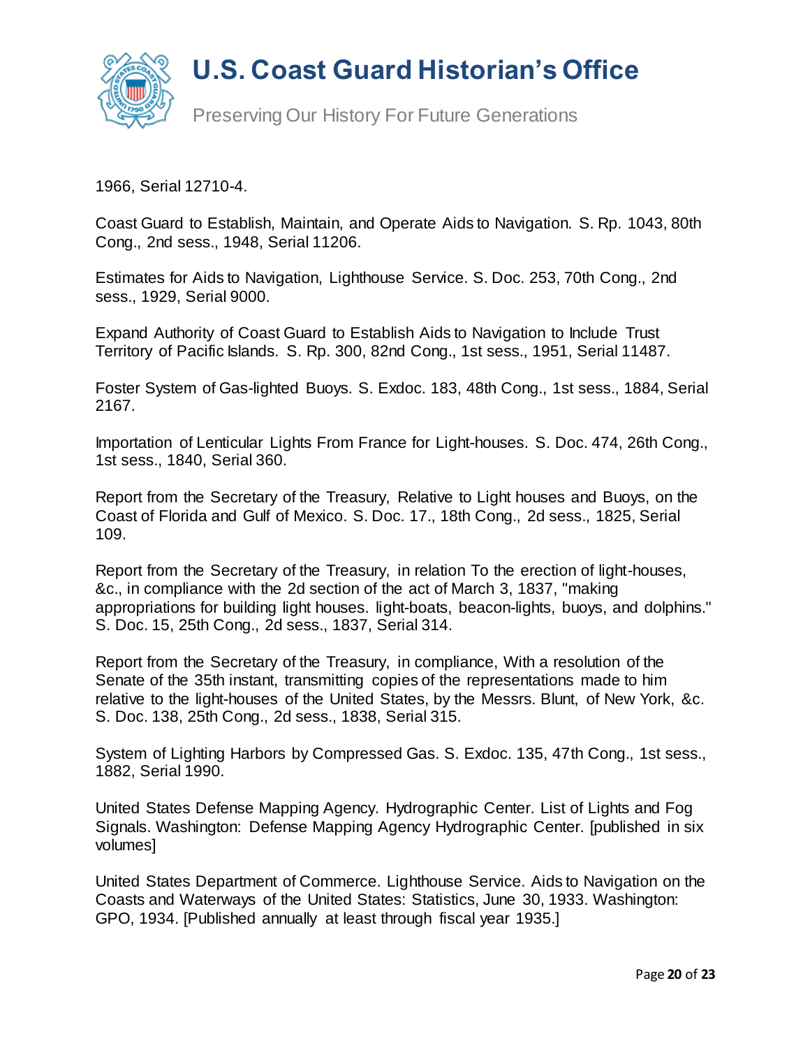1966, Serial 12710-4.

Coast Guard to Establish, Maintain, and Operate Aids to Navigation. S. Rp. 1043, 80th Cong., 2nd sess., 1948, Serial 11206.

Estimates for Aids to Navigation, Lighthouse Service. S. Doc. 253, 70th Cong., 2nd sess., 1929, Serial 9000.

Expand Authority of Coast Guard to Establish Aids to Navigation to Include Trust Territory of Pacific Islands. S. Rp. 300, 82nd Cong., 1st sess., 1951, Serial 11487.

Foster System of Gas-lighted Buoys. S. Exdoc. 183, 48th Cong., 1st sess., 1884, Serial 2167.

Importation of Lenticular Lights From France for Light-houses. S. Doc. 474, 26th Cong., 1st sess., 1840, Serial 360.

Report from the Secretary of the Treasury, Relative to Light houses and Buoys, on the Coast of Florida and Gulf of Mexico. S. Doc. 17., 18th Cong., 2d sess., 1825, Serial 109.

Report from the Secretary of the Treasury, in relation To the erection of light-houses, &c., in compliance with the 2d section of the act of March 3, 1837, "making appropriations for building light houses. light-boats, beacon-lights, buoys, and dolphins." S. Doc. 15, 25th Cong., 2d sess., 1837, Serial 314.

Report from the Secretary of the Treasury, in compliance, With a resolution of the Senate of the 35th instant, transmitting copies of the representations made to him relative to the light-houses of the United States, by the Messrs. Blunt, of New York, &c. S. Doc. 138, 25th Cong., 2d sess., 1838, Serial 315.

System of Lighting Harbors by Compressed Gas. S. Exdoc. 135, 47th Cong., 1st sess., 1882, Serial 1990.

United States Defense Mapping Agency. Hydrographic Center. List of Lights and Fog Signals. Washington: Defense Mapping Agency Hydrographic Center. [published in six volumes]

United States Department of Commerce. Lighthouse Service. Aids to Navigation on the Coasts and Waterways of the United States: Statistics, June 30, 1933. Washington: GPO, 1934. [Published annually at least through fiscal year 1935.]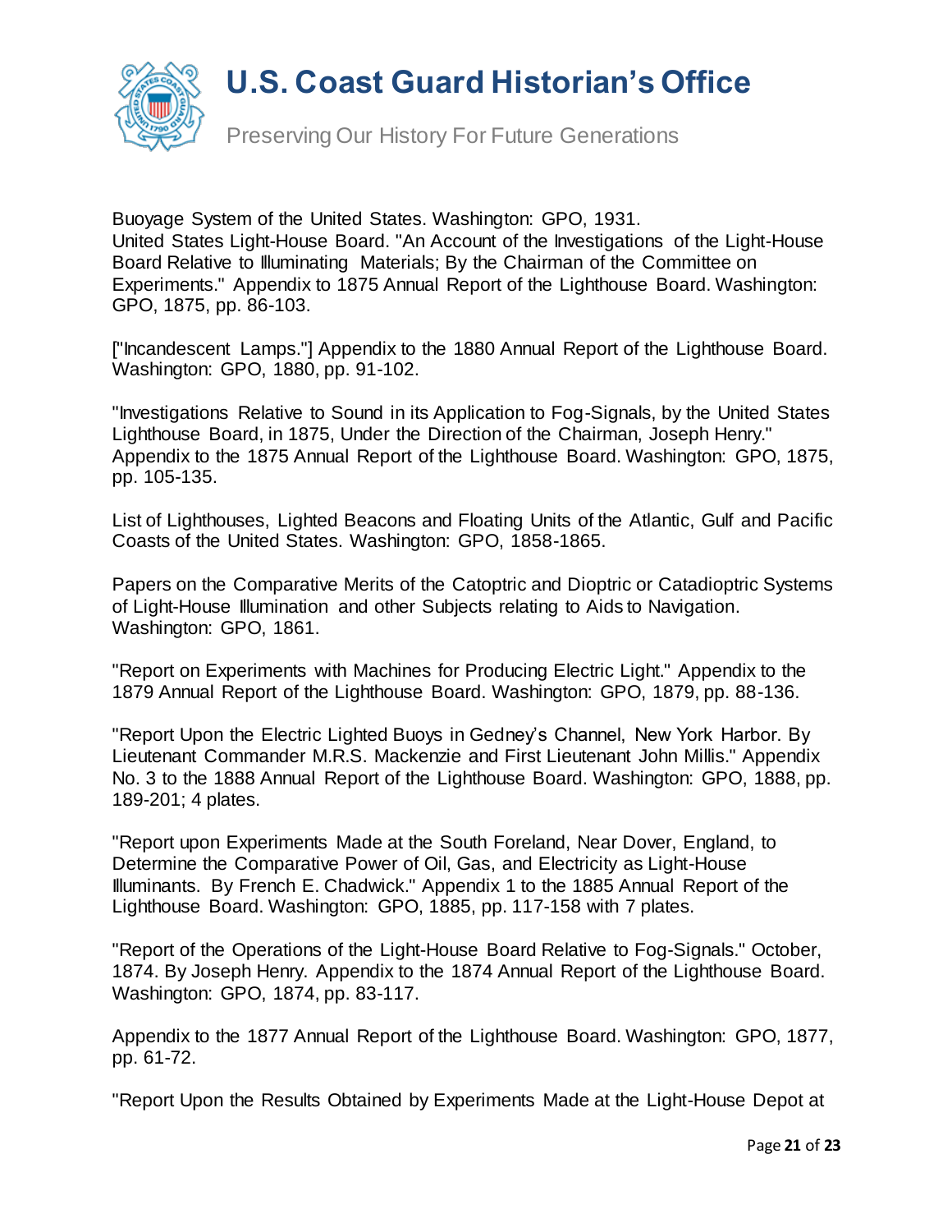Buoyage System of the United States. Washington: GPO, 1931.
United States Light-House Board. "An Account of the Investigations of the Light-House Board Relative to Illuminating Materials; By the Chairman of the Committee on Experiments." Appendix to 1875 Annual Report of the Lighthouse Board. Washington: GPO, 1875, pp. 86-103.

["Incandescent Lamps."] Appendix to the 1880 Annual Report of the Lighthouse Board. Washington: GPO, 1880, pp. 91-102.

"Investigations Relative to Sound in its Application to Fog-Signals, by the United States Lighthouse Board, in 1875, Under the Direction of the Chairman, Joseph Henry." Appendix to the 1875 Annual Report of the Lighthouse Board. Washington: GPO, 1875, pp. 105-135.

List of Lighthouses, Lighted Beacons and Floating Units of the Atlantic, Gulf and Pacific Coasts of the United States. Washington: GPO, 1858-1865.

Papers on the Comparative Merits of the Catoptric and Dioptric or Catadioptric Systems of Light-House Illumination and other Subjects relating to Aids to Navigation. Washington: GPO, 1861.

"Report on Experiments with Machines for Producing Electric Light." Appendix to the 1879 Annual Report of the Lighthouse Board. Washington: GPO, 1879, pp. 88-136.

"Report Upon the Electric Lighted Buoys in Gedney's Channel, New York Harbor. By Lieutenant Commander M.R.S. Mackenzie and First Lieutenant John Millis." Appendix No. 3 to the 1888 Annual Report of the Lighthouse Board. Washington: GPO, 1888, pp. 189-201; 4 plates.

"Report upon Experiments Made at the South Foreland, Near Dover, England, to Determine the Comparative Power of Oil, Gas, and Electricity as Light-House Illuminants. By French E. Chadwick." Appendix 1 to the 1885 Annual Report of the Lighthouse Board. Washington: GPO, 1885, pp. 117-158 with 7 plates.

"Report of the Operations of the Light-House Board Relative to Fog-Signals." October, 1874. By Joseph Henry. Appendix to the 1874 Annual Report of the Lighthouse Board. Washington: GPO, 1874, pp. 83-117.

Appendix to the 1877 Annual Report of the Lighthouse Board. Washington: GPO, 1877, pp. 61-72.

"Report Upon the Results Obtained by Experiments Made at the Light-House Depot at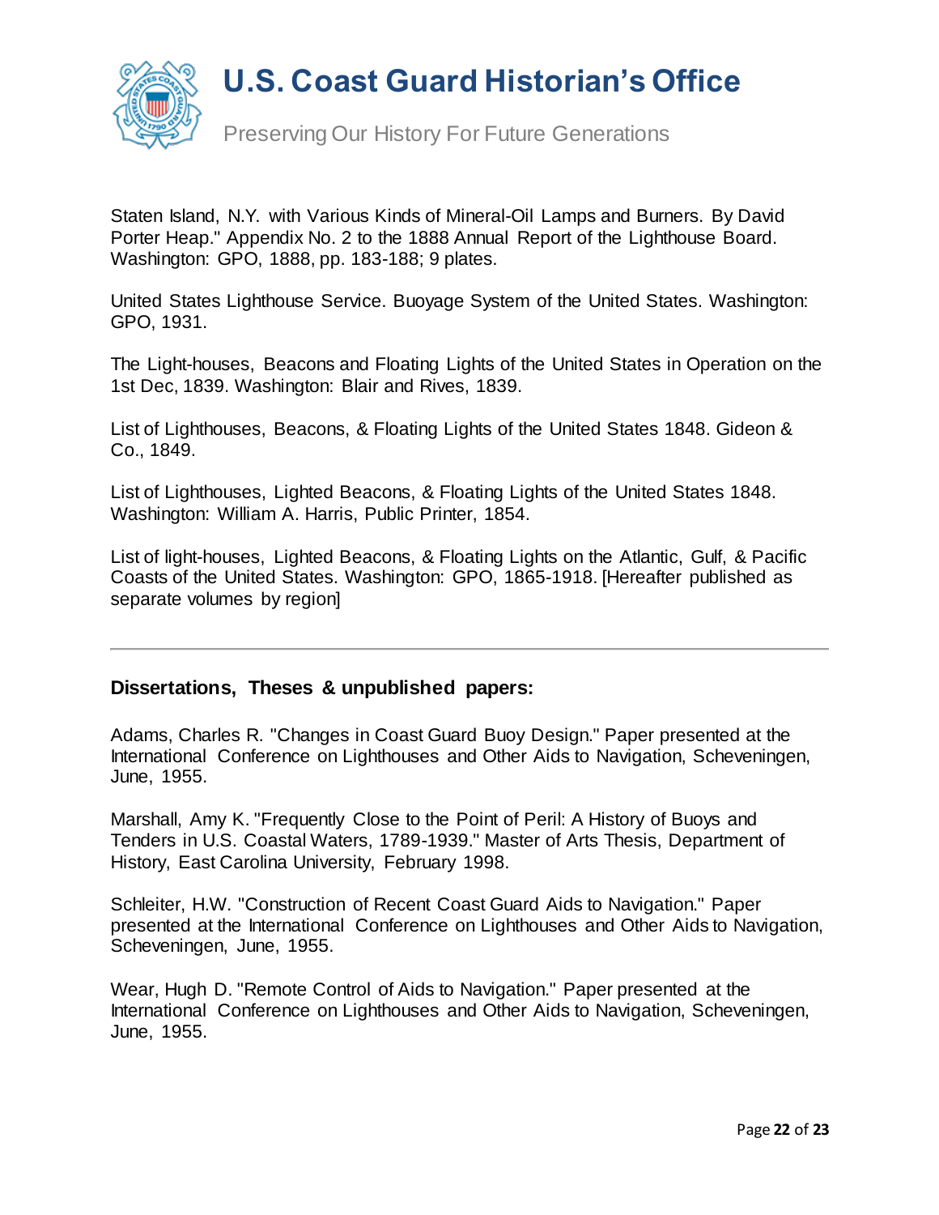Staten Island, N.Y. with Various Kinds of Mineral-Oil Lamps and Burners. By David Porter Heap." Appendix No. 2 to the 1888 Annual Report of the Lighthouse Board. Washington: GPO, 1888, pp. 183-188; 9 plates.

United States Lighthouse Service. Buoyage System of the United States. Washington: GPO, 1931.

The Light-houses, Beacons and Floating Lights of the United States in Operation on the 1st Dec, 1839. Washington: Blair and Rives, 1839.

List of Lighthouses, Beacons, & Floating Lights of the United States 1848. Gideon & Co., 1849.

List of Lighthouses, Lighted Beacons, & Floating Lights of the United States 1848. Washington: William A. Harris, Public Printer, 1854.

List of light-houses, Lighted Beacons, & Floating Lights on the Atlantic, Gulf, & Pacific Coasts of the United States. Washington: GPO, 1865-1918. [Hereafter published as separate volumes by region]

---

**Dissertations, Theses & unpublished papers:**

Adams, Charles R. "Changes in Coast Guard Buoy Design." Paper presented at the International Conference on Lighthouses and Other Aids to Navigation, Scheveningen, June, 1955.

Marshall, Amy K. "Frequently Close to the Point of Peril: A History of Buoys and Tenders in U.S. Coastal Waters, 1789-1939." Master of Arts Thesis, Department of History, East Carolina University, February 1998.

Schleiter, H.W. "Construction of Recent Coast Guard Aids to Navigation." Paper presented at the International Conference on Lighthouses and Other Aids to Navigation, Scheveningen, June, 1955.

Wear, Hugh D. "Remote Control of Aids to Navigation." Paper presented at the International Conference on Lighthouses and Other Aids to Navigation, Scheveningen, June, 1955.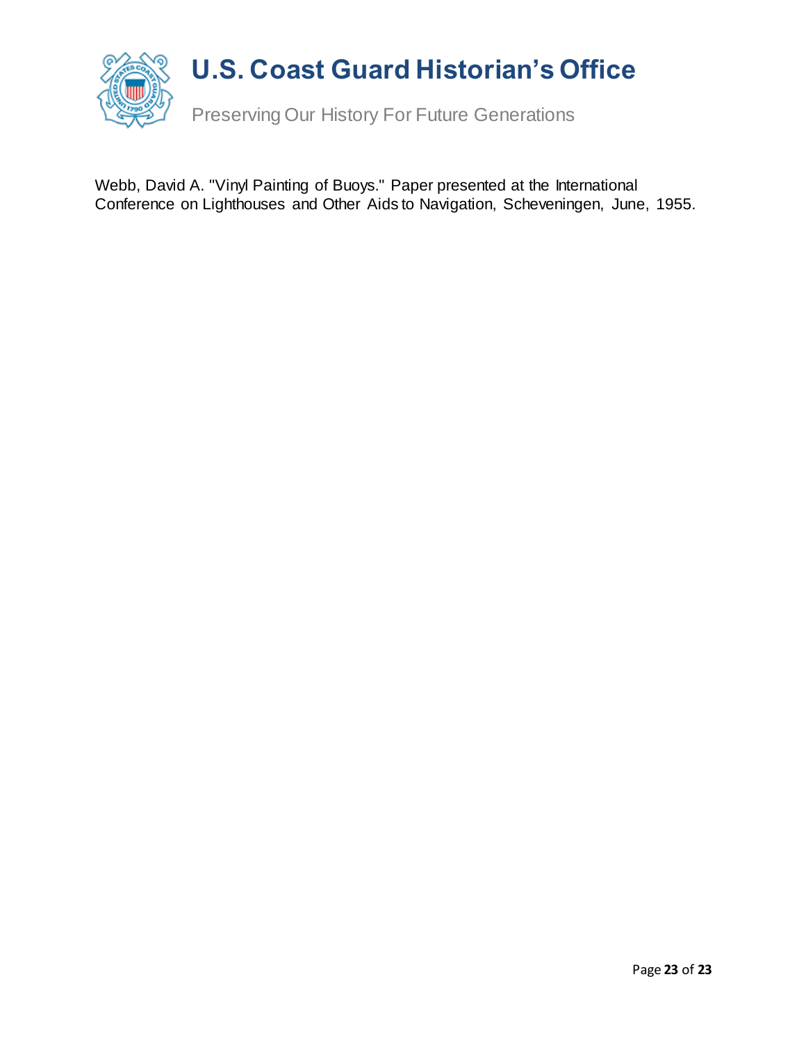Webb, David A. "Vinyl Painting of Buoys." Paper presented at the International Conference on Lighthouses and Other Aids to Navigation, Scheveningen, June, 1955.